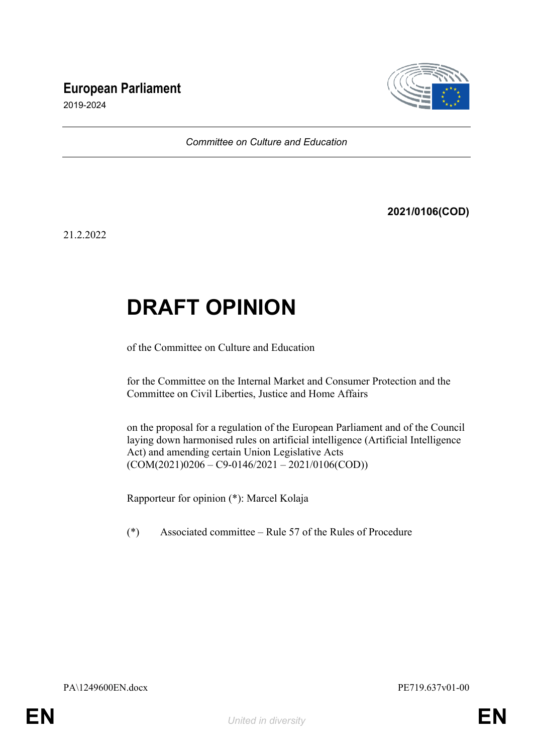**European Parliament**

2019-2024

*Committee on Culture and Education*

**2021/0106(COD)**

21.2.2022

# DRAFT OPINION

of the Committee on Culture and Education

for the Committee on the Internal Market and Consumer Protection and the Committee on Civil Liberties, Justice and Home Affairs

on the proposal for a regulation of the European Parliament and of the Council laying down harmonised rules on artificial intelligence (Artificial Intelligence Act) and amending certain Union Legislative Acts (COM(2021)0206 – C9-0146/2021 – 2021/0106(COD))

Rapporteur for opinion (*): Marcel Kolaja

(*) Associated committee – Rule 57 of the Rules of Procedure

PA\1249600EN.docx PE719.637v01-00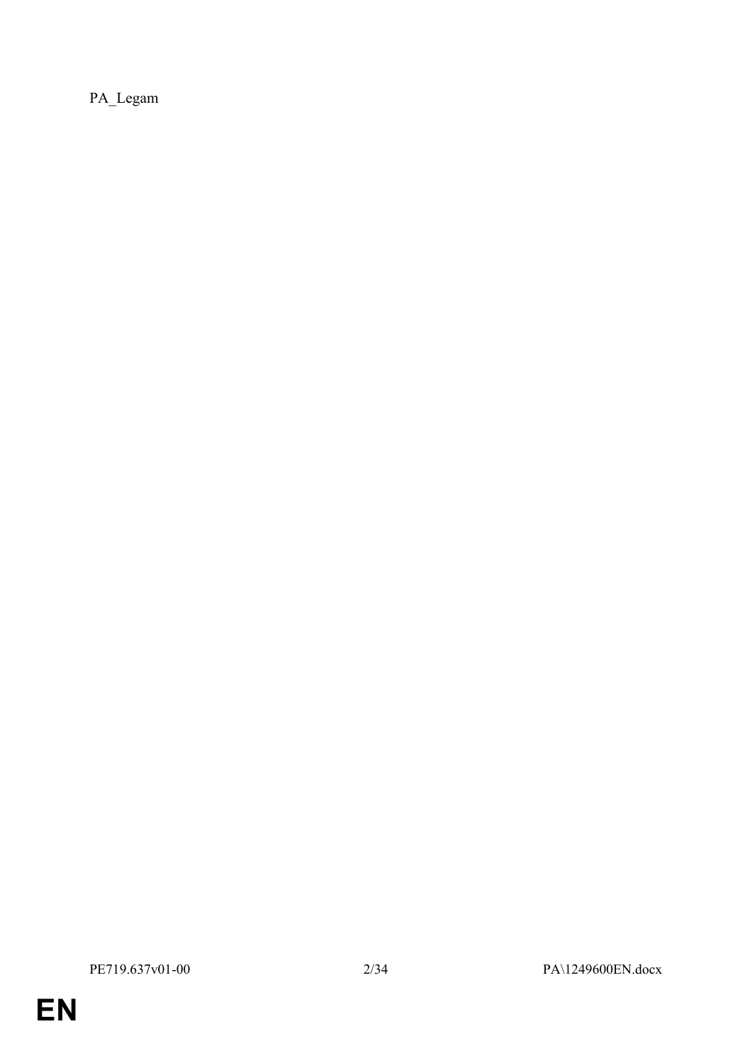PA_Legam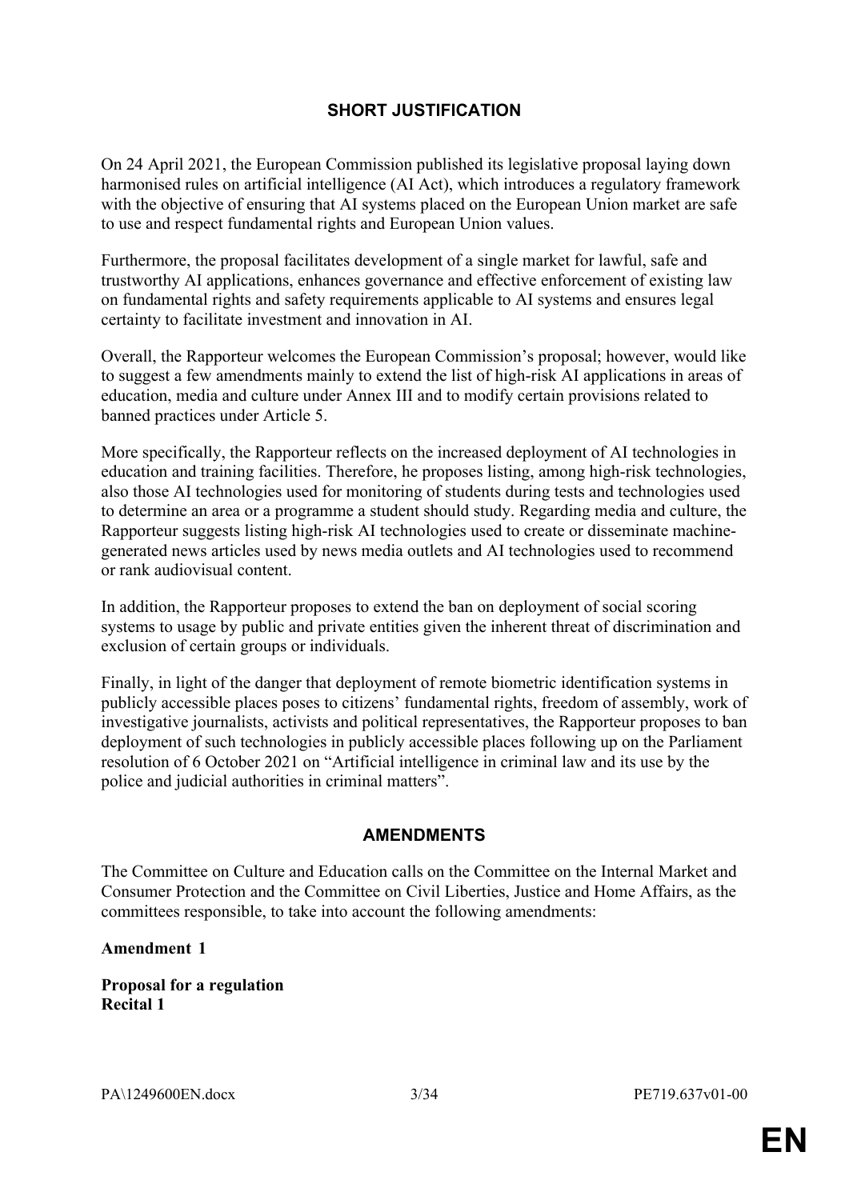## SHORT JUSTIFICATION

On 24 April 2021, the European Commission published its legislative proposal laying down harmonised rules on artificial intelligence (AI Act), which introduces a regulatory framework with the objective of ensuring that AI systems placed on the European Union market are safe to use and respect fundamental rights and European Union values.

Furthermore, the proposal facilitates development of a single market for lawful, safe and trustworthy AI applications, enhances governance and effective enforcement of existing law on fundamental rights and safety requirements applicable to AI systems and ensures legal certainty to facilitate investment and innovation in AI.

Overall, the Rapporteur welcomes the European Commission's proposal; however, would like to suggest a few amendments mainly to extend the list of high-risk AI applications in areas of education, media and culture under Annex III and to modify certain provisions related to banned practices under Article 5.

More specifically, the Rapporteur reflects on the increased deployment of AI technologies in education and training facilities. Therefore, he proposes listing, among high-risk technologies, also those AI technologies used for monitoring of students during tests and technologies used to determine an area or a programme a student should study. Regarding media and culture, the Rapporteur suggests listing high-risk AI technologies used to create or disseminate machine-generated news articles used by news media outlets and AI technologies used to recommend or rank audiovisual content.

In addition, the Rapporteur proposes to extend the ban on deployment of social scoring systems to usage by public and private entities given the inherent threat of discrimination and exclusion of certain groups or individuals.

Finally, in light of the danger that deployment of remote biometric identification systems in publicly accessible places poses to citizens' fundamental rights, freedom of assembly, work of investigative journalists, activists and political representatives, the Rapporteur proposes to ban deployment of such technologies in publicly accessible places following up on the Parliament resolution of 6 October 2021 on "Artificial intelligence in criminal law and its use by the police and judicial authorities in criminal matters".

## AMENDMENTS

The Committee on Culture and Education calls on the Committee on the Internal Market and Consumer Protection and the Committee on Civil Liberties, Justice and Home Affairs, as the committees responsible, to take into account the following amendments:

**Amendment 1**

**Proposal for a regulation**
**Recital 1**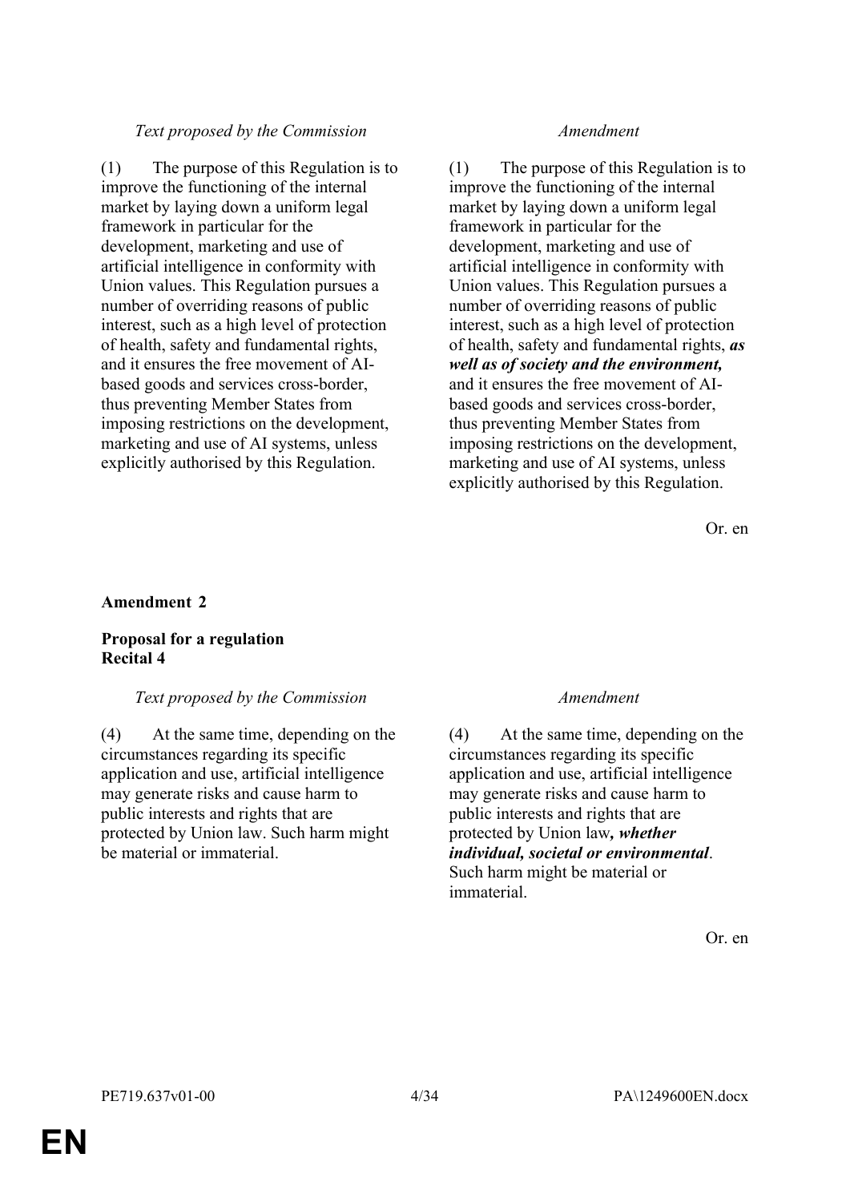| *Text proposed by the Commission* | *Amendment* |
|---|---|
| (1) The purpose of this Regulation is to improve the functioning of the internal market by laying down a uniform legal framework in particular for the development, marketing and use of artificial intelligence in conformity with Union values. This Regulation pursues a number of overriding reasons of public interest, such as a high level of protection of health, safety and fundamental rights, and it ensures the free movement of AI-based goods and services cross-border, thus preventing Member States from imposing restrictions on the development, marketing and use of AI systems, unless explicitly authorised by this Regulation. | (1) The purpose of this Regulation is to improve the functioning of the internal market by laying down a uniform legal framework in particular for the development, marketing and use of artificial intelligence in conformity with Union values. This Regulation pursues a number of overriding reasons of public interest, such as a high level of protection of health, safety and fundamental rights, ***as well as of society and the environment,*** and it ensures the free movement of AI-based goods and services cross-border, thus preventing Member States from imposing restrictions on the development, marketing and use of AI systems, unless explicitly authorised by this Regulation. |

Or. en

**Amendment 2**

**Proposal for a regulation**
**Recital 4**

| *Text proposed by the Commission* | *Amendment* |
|---|---|
| (4) At the same time, depending on the circumstances regarding its specific application and use, artificial intelligence may generate risks and cause harm to public interests and rights that are protected by Union law. Such harm might be material or immaterial. | (4) At the same time, depending on the circumstances regarding its specific application and use, artificial intelligence may generate risks and cause harm to public interests and rights that are protected by Union law***, whether individual, societal or environmental***. Such harm might be material or immaterial. |

Or. en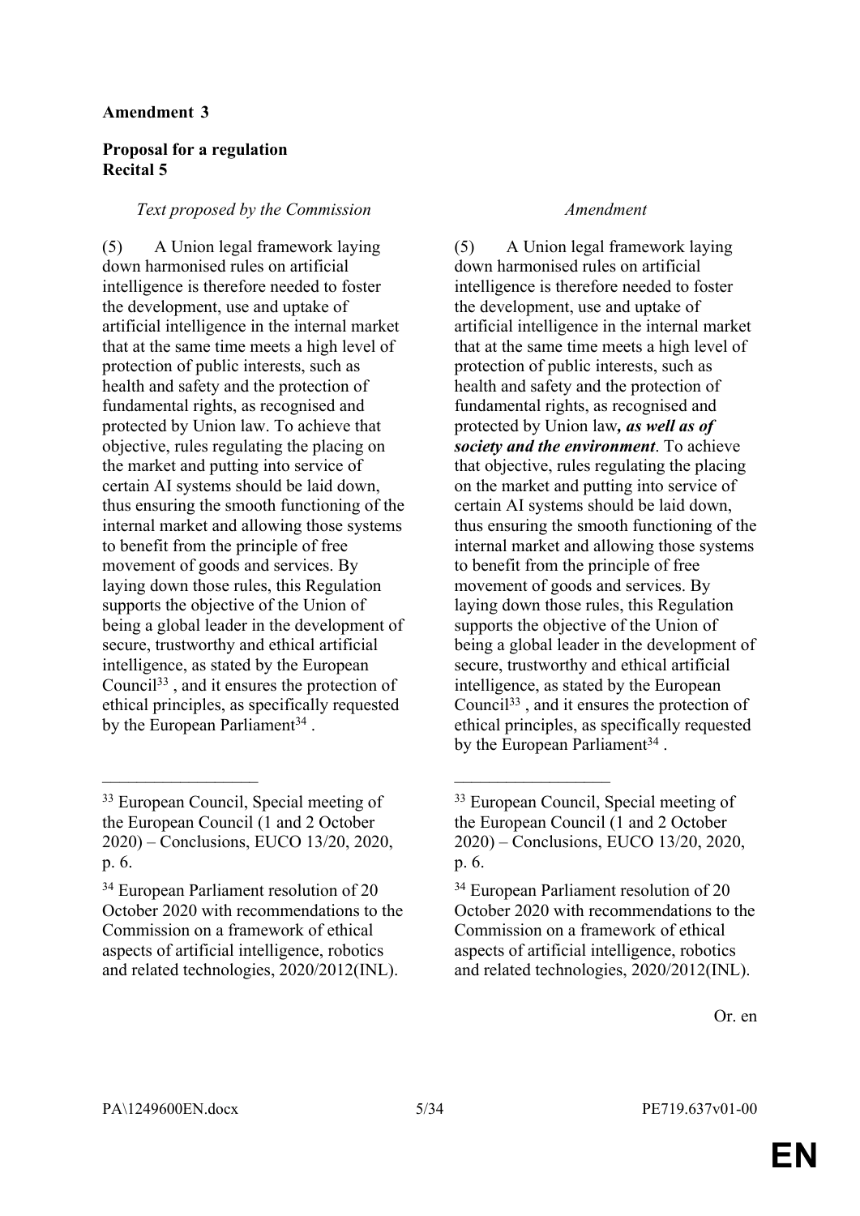**Amendment 3**

**Proposal for a regulation**
**Recital 5**

| *Text proposed by the Commission* | *Amendment* |
|---|---|
| (5) A Union legal framework laying down harmonised rules on artificial intelligence is therefore needed to foster the development, use and uptake of artificial intelligence in the internal market that at the same time meets a high level of protection of public interests, such as health and safety and the protection of fundamental rights, as recognised and protected by Union law. To achieve that objective, rules regulating the placing on the market and putting into service of certain AI systems should be laid down, thus ensuring the smooth functioning of the internal market and allowing those systems to benefit from the principle of free movement of goods and services. By laying down those rules, this Regulation supports the objective of the Union of being a global leader in the development of secure, trustworthy and ethical artificial intelligence, as stated by the European Council[33] , and it ensures the protection of ethical principles, as specifically requested by the European Parliament[34] . | (5) A Union legal framework laying down harmonised rules on artificial intelligence is therefore needed to foster the development, use and uptake of artificial intelligence in the internal market that at the same time meets a high level of protection of public interests, such as health and safety and the protection of fundamental rights, as recognised and protected by Union law***, as well as of society and the environment***. To achieve that objective, rules regulating the placing on the market and putting into service of certain AI systems should be laid down, thus ensuring the smooth functioning of the internal market and allowing those systems to benefit from the principle of free movement of goods and services. By laying down those rules, this Regulation supports the objective of the Union of being a global leader in the development of secure, trustworthy and ethical artificial intelligence, as stated by the European Council[33] , and it ensures the protection of ethical principles, as specifically requested by the European Parliament[34] . |
| [33] European Council, Special meeting of the European Council (1 and 2 October 2020) – Conclusions, EUCO 13/20, 2020, p. 6. | [33] European Council, Special meeting of the European Council (1 and 2 October 2020) – Conclusions, EUCO 13/20, 2020, p. 6. |
| [34] European Parliament resolution of 20 October 2020 with recommendations to the Commission on a framework of ethical aspects of artificial intelligence, robotics and related technologies, 2020/2012(INL). | [34] European Parliament resolution of 20 October 2020 with recommendations to the Commission on a framework of ethical aspects of artificial intelligence, robotics and related technologies, 2020/2012(INL). |

Or. en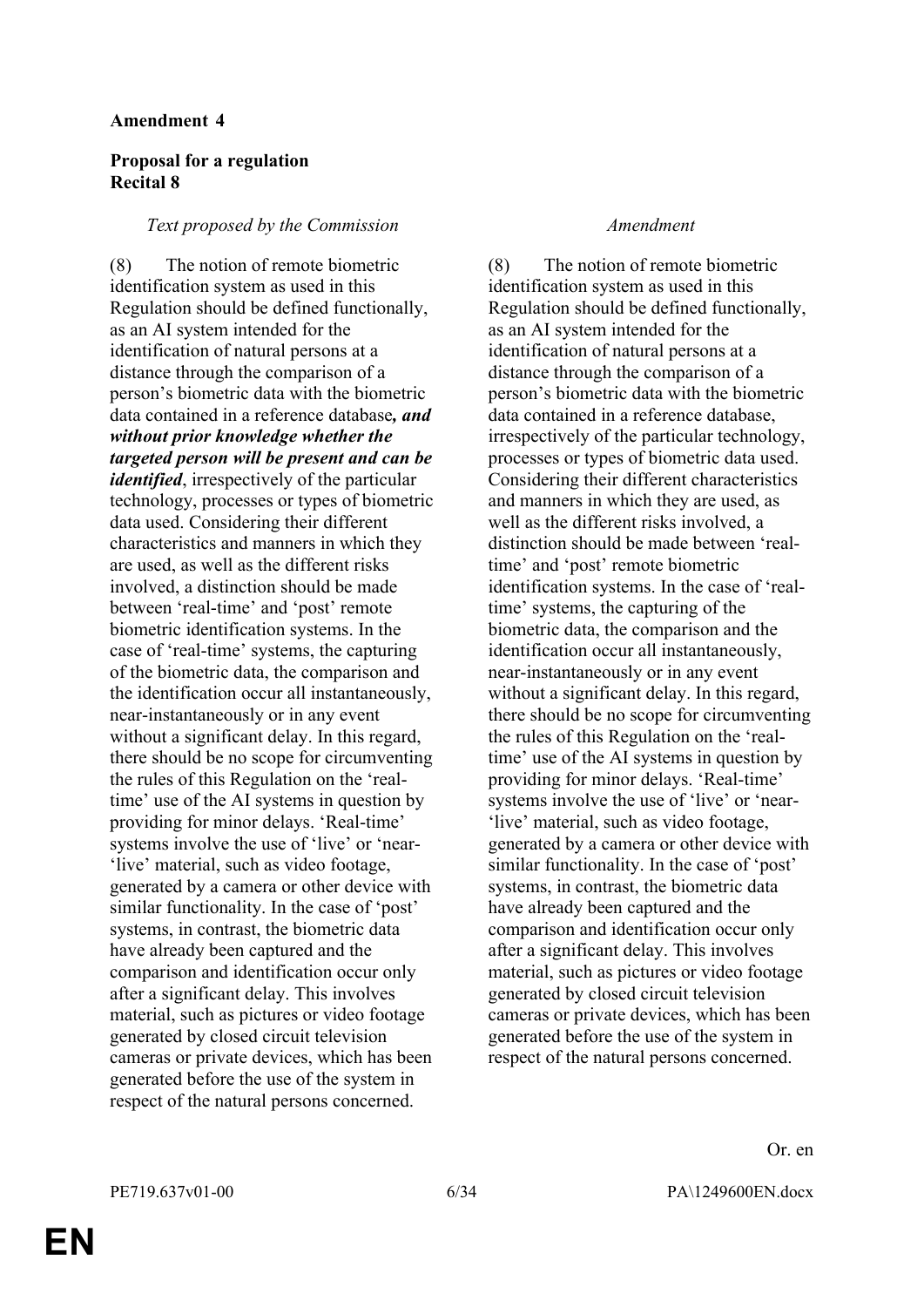**Amendment 4**

**Proposal for a regulation**
**Recital 8**

| *Text proposed by the Commission* | *Amendment* |
| --- | --- |
| (8) The notion of remote biometric identification system as used in this Regulation should be defined functionally, as an AI system intended for the identification of natural persons at a distance through the comparison of a person's biometric data with the biometric data contained in a reference database***, and without prior knowledge whether the targeted person will be present and can be identified***, irrespectively of the particular technology, processes or types of biometric data used. Considering their different characteristics and manners in which they are used, as well as the different risks involved, a distinction should be made between 'real-time' and 'post' remote biometric identification systems. In the case of 'real-time' systems, the capturing of the biometric data, the comparison and the identification occur all instantaneously, near-instantaneously or in any event without a significant delay. In this regard, there should be no scope for circumventing the rules of this Regulation on the 'real-time' use of the AI systems in question by providing for minor delays. 'Real-time' systems involve the use of 'live' or 'near-'live' material, such as video footage, generated by a camera or other device with similar functionality. In the case of 'post' systems, in contrast, the biometric data have already been captured and the comparison and identification occur only after a significant delay. This involves material, such as pictures or video footage generated by closed circuit television cameras or private devices, which has been generated before the use of the system in respect of the natural persons concerned. | (8) The notion of remote biometric identification system as used in this Regulation should be defined functionally, as an AI system intended for the identification of natural persons at a distance through the comparison of a person's biometric data with the biometric data contained in a reference database, irrespectively of the particular technology, processes or types of biometric data used. Considering their different characteristics and manners in which they are used, as well as the different risks involved, a distinction should be made between 'real-time' and 'post' remote biometric identification systems. In the case of 'real-time' systems, the capturing of the biometric data, the comparison and the identification occur all instantaneously, near-instantaneously or in any event without a significant delay. In this regard, there should be no scope for circumventing the rules of this Regulation on the 'real-time' use of the AI systems in question by providing for minor delays. 'Real-time' systems involve the use of 'live' or 'near-'live' material, such as video footage, generated by a camera or other device with similar functionality. In the case of 'post' systems, in contrast, the biometric data have already been captured and the comparison and identification occur only after a significant delay. This involves material, such as pictures or video footage generated by closed circuit television cameras or private devices, which has been generated before the use of the system in respect of the natural persons concerned. |

Or. en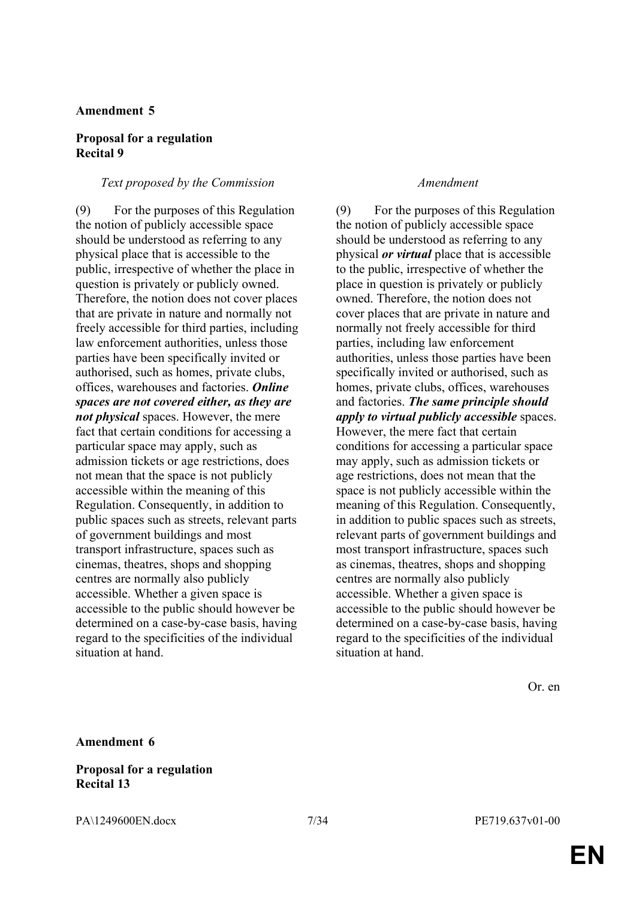**Amendment 5**

**Proposal for a regulation**
**Recital 9**

| *Text proposed by the Commission* | *Amendment* |
|---|---|
| (9) For the purposes of this Regulation the notion of publicly accessible space should be understood as referring to any physical place that is accessible to the public, irrespective of whether the place in question is privately or publicly owned. Therefore, the notion does not cover places that are private in nature and normally not freely accessible for third parties, including law enforcement authorities, unless those parties have been specifically invited or authorised, such as homes, private clubs, offices, warehouses and factories. ***Online spaces are not covered either, as they are not physical*** spaces. However, the mere fact that certain conditions for accessing a particular space may apply, such as admission tickets or age restrictions, does not mean that the space is not publicly accessible within the meaning of this Regulation. Consequently, in addition to public spaces such as streets, relevant parts of government buildings and most transport infrastructure, spaces such as cinemas, theatres, shops and shopping centres are normally also publicly accessible. Whether a given space is accessible to the public should however be determined on a case-by-case basis, having regard to the specificities of the individual situation at hand. | (9) For the purposes of this Regulation the notion of publicly accessible space should be understood as referring to any physical ***or virtual*** place that is accessible to the public, irrespective of whether the place in question is privately or publicly owned. Therefore, the notion does not cover places that are private in nature and normally not freely accessible for third parties, including law enforcement authorities, unless those parties have been specifically invited or authorised, such as homes, private clubs, offices, warehouses and factories. ***The same principle should apply to virtual publicly accessible*** spaces. However, the mere fact that certain conditions for accessing a particular space may apply, such as admission tickets or age restrictions, does not mean that the space is not publicly accessible within the meaning of this Regulation. Consequently, in addition to public spaces such as streets, relevant parts of government buildings and most transport infrastructure, spaces such as cinemas, theatres, shops and shopping centres are normally also publicly accessible. Whether a given space is accessible to the public should however be determined on a case-by-case basis, having regard to the specificities of the individual situation at hand. |

Or. en

**Amendment 6**

**Proposal for a regulation**
**Recital 13**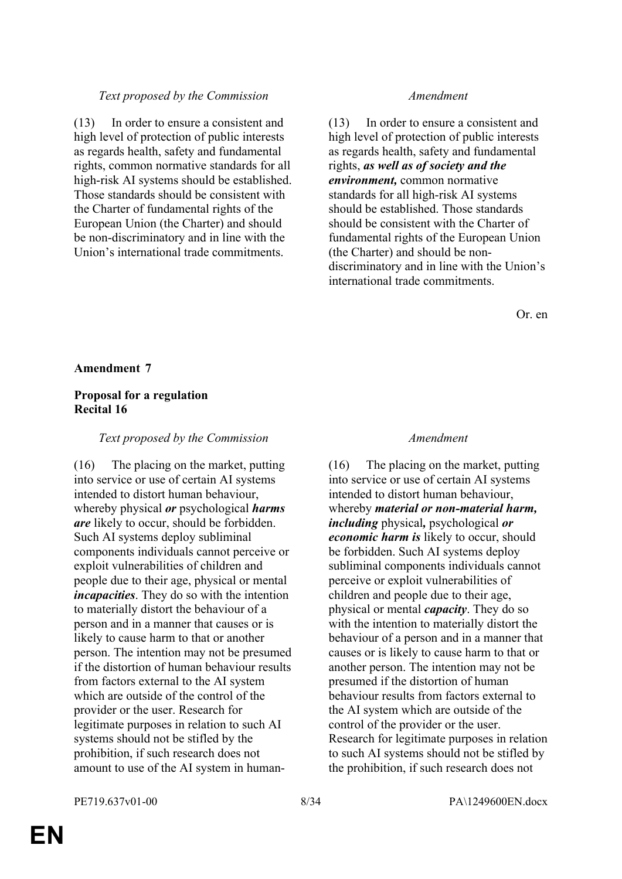| *Text proposed by the Commission* | *Amendment* |
|---|---|
| (13) In order to ensure a consistent and high level of protection of public interests as regards health, safety and fundamental rights, common normative standards for all high-risk AI systems should be established. Those standards should be consistent with the Charter of fundamental rights of the European Union (the Charter) and should be non-discriminatory and in line with the Union's international trade commitments. | (13) In order to ensure a consistent and high level of protection of public interests as regards health, safety and fundamental rights, ***as well as of society and the environment,*** common normative standards for all high-risk AI systems should be established. Those standards should be consistent with the Charter of fundamental rights of the European Union (the Charter) and should be non-discriminatory and in line with the Union's international trade commitments. |

Or. en

**Amendment 7**

**Proposal for a regulation**
**Recital 16**

| *Text proposed by the Commission* | *Amendment* |
|---|---|
| (16) The placing on the market, putting into service or use of certain AI systems intended to distort human behaviour, whereby physical ***or*** psychological ***harms are*** likely to occur, should be forbidden. Such AI systems deploy subliminal components individuals cannot perceive or exploit vulnerabilities of children and people due to their age, physical or mental ***incapacities***. They do so with the intention to materially distort the behaviour of a person and in a manner that causes or is likely to cause harm to that or another person. The intention may not be presumed if the distortion of human behaviour results from factors external to the AI system which are outside of the control of the provider or the user. Research for legitimate purposes in relation to such AI systems should not be stifled by the prohibition, if such research does not amount to use of the AI system in human- | (16) The placing on the market, putting into service or use of certain AI systems intended to distort human behaviour, whereby ***material or non-material harm, including*** physical***,*** psychological ***or economic harm is*** likely to occur, should be forbidden. Such AI systems deploy subliminal components individuals cannot perceive or exploit vulnerabilities of children and people due to their age, physical or mental ***capacity***. They do so with the intention to materially distort the behaviour of a person and in a manner that causes or is likely to cause harm to that or another person. The intention may not be presumed if the distortion of human behaviour results from factors external to the AI system which are outside of the control of the provider or the user. Research for legitimate purposes in relation to such AI systems should not be stifled by the prohibition, if such research does not |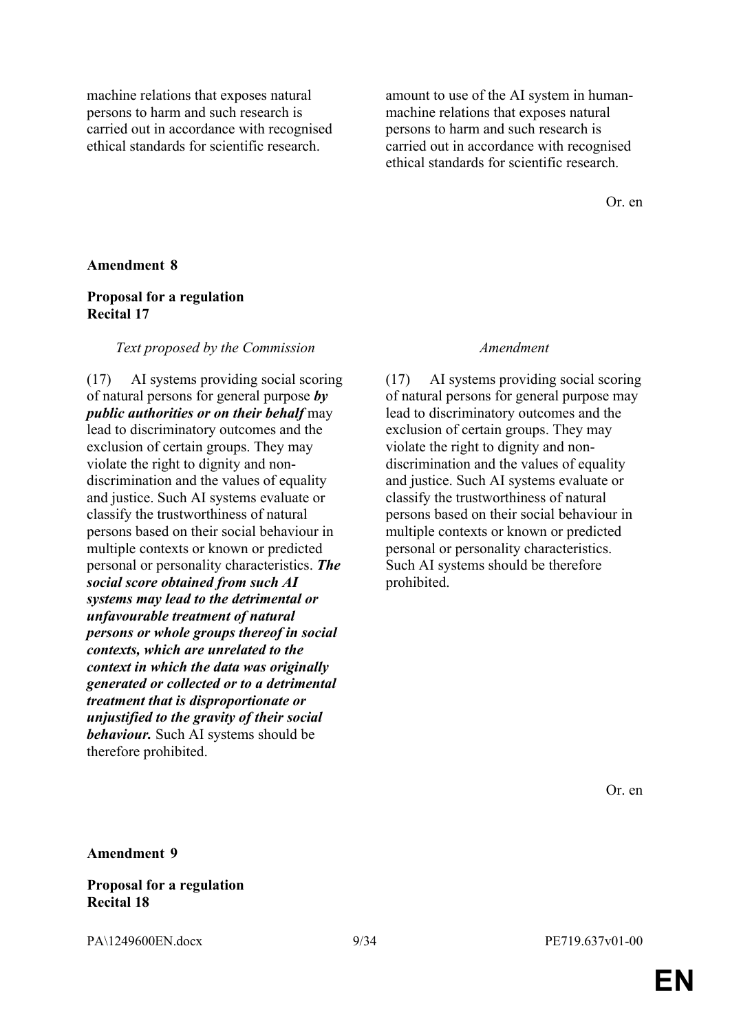| | |
|---|---|
| machine relations that exposes natural persons to harm and such research is carried out in accordance with recognised ethical standards for scientific research. | amount to use of the AI system in human-machine relations that exposes natural persons to harm and such research is carried out in accordance with recognised ethical standards for scientific research. |

Or. en

**Amendment 8**

**Proposal for a regulation**
**Recital 17**

| *Text proposed by the Commission* | *Amendment* |
|---|---|
| (17) AI systems providing social scoring of natural persons for general purpose ***by public authorities or on their behalf*** may lead to discriminatory outcomes and the exclusion of certain groups. They may violate the right to dignity and non-discrimination and the values of equality and justice. Such AI systems evaluate or classify the trustworthiness of natural persons based on their social behaviour in multiple contexts or known or predicted personal or personality characteristics. ***The social score obtained from such AI systems may lead to the detrimental or unfavourable treatment of natural persons or whole groups thereof in social contexts, which are unrelated to the context in which the data was originally generated or collected or to a detrimental treatment that is disproportionate or unjustified to the gravity of their social behaviour.*** Such AI systems should be therefore prohibited. | (17) AI systems providing social scoring of natural persons for general purpose may lead to discriminatory outcomes and the exclusion of certain groups. They may violate the right to dignity and non-discrimination and the values of equality and justice. Such AI systems evaluate or classify the trustworthiness of natural persons based on their social behaviour in multiple contexts or known or predicted personal or personality characteristics. Such AI systems should be therefore prohibited. |

Or. en

**Amendment 9**

**Proposal for a regulation**
**Recital 18**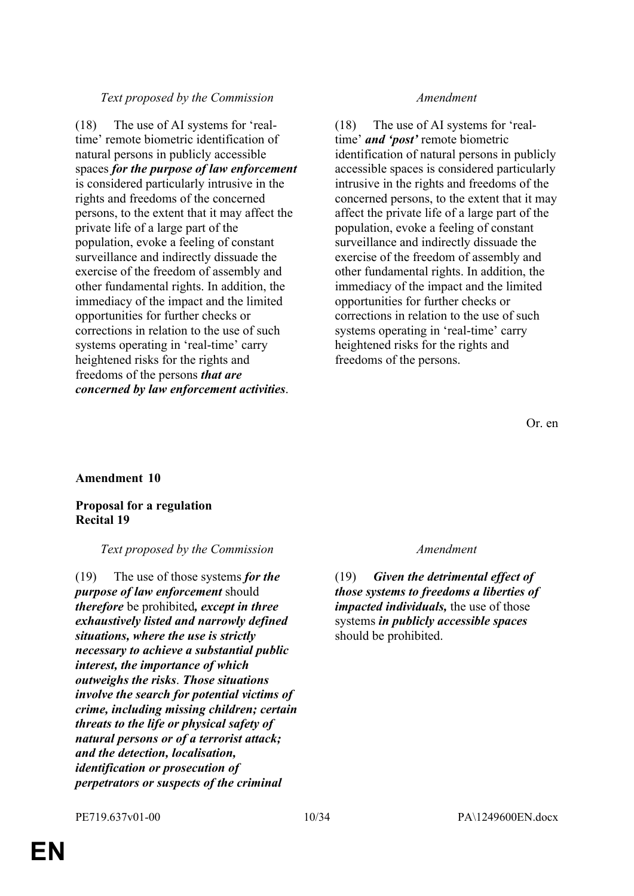| *Text proposed by the Commission* | *Amendment* |
|---|---|
| (18) The use of AI systems for 'real-time' remote biometric identification of natural persons in publicly accessible spaces ***for the purpose of law enforcement*** is considered particularly intrusive in the rights and freedoms of the concerned persons, to the extent that it may affect the private life of a large part of the population, evoke a feeling of constant surveillance and indirectly dissuade the exercise of the freedom of assembly and other fundamental rights. In addition, the immediacy of the impact and the limited opportunities for further checks or corrections in relation to the use of such systems operating in 'real-time' carry heightened risks for the rights and freedoms of the persons ***that are concerned by law enforcement activities***. | (18) The use of AI systems for 'real-time' ***and 'post'*** remote biometric identification of natural persons in publicly accessible spaces is considered particularly intrusive in the rights and freedoms of the concerned persons, to the extent that it may affect the private life of a large part of the population, evoke a feeling of constant surveillance and indirectly dissuade the exercise of the freedom of assembly and other fundamental rights. In addition, the immediacy of the impact and the limited opportunities for further checks or corrections in relation to the use of such systems operating in 'real-time' carry heightened risks for the rights and freedoms of the persons. |

Or. en

**Amendment 10**

**Proposal for a regulation**
**Recital 19**

| *Text proposed by the Commission* | *Amendment* |
|---|---|
| (19) The use of those systems ***for the purpose of law enforcement*** should ***therefore*** be prohibited***, except in three exhaustively listed and narrowly defined situations, where the use is strictly necessary to achieve a substantial public interest, the importance of which outweighs the risks***. ***Those situations involve the search for potential victims of crime, including missing children; certain threats to the life or physical safety of natural persons or of a terrorist attack; and the detection, localisation, identification or prosecution of perpetrators or suspects of the criminal*** | (19) ***Given the detrimental effect of those systems to freedoms a liberties of impacted individuals,*** the use of those systems ***in publicly accessible spaces*** should be prohibited. |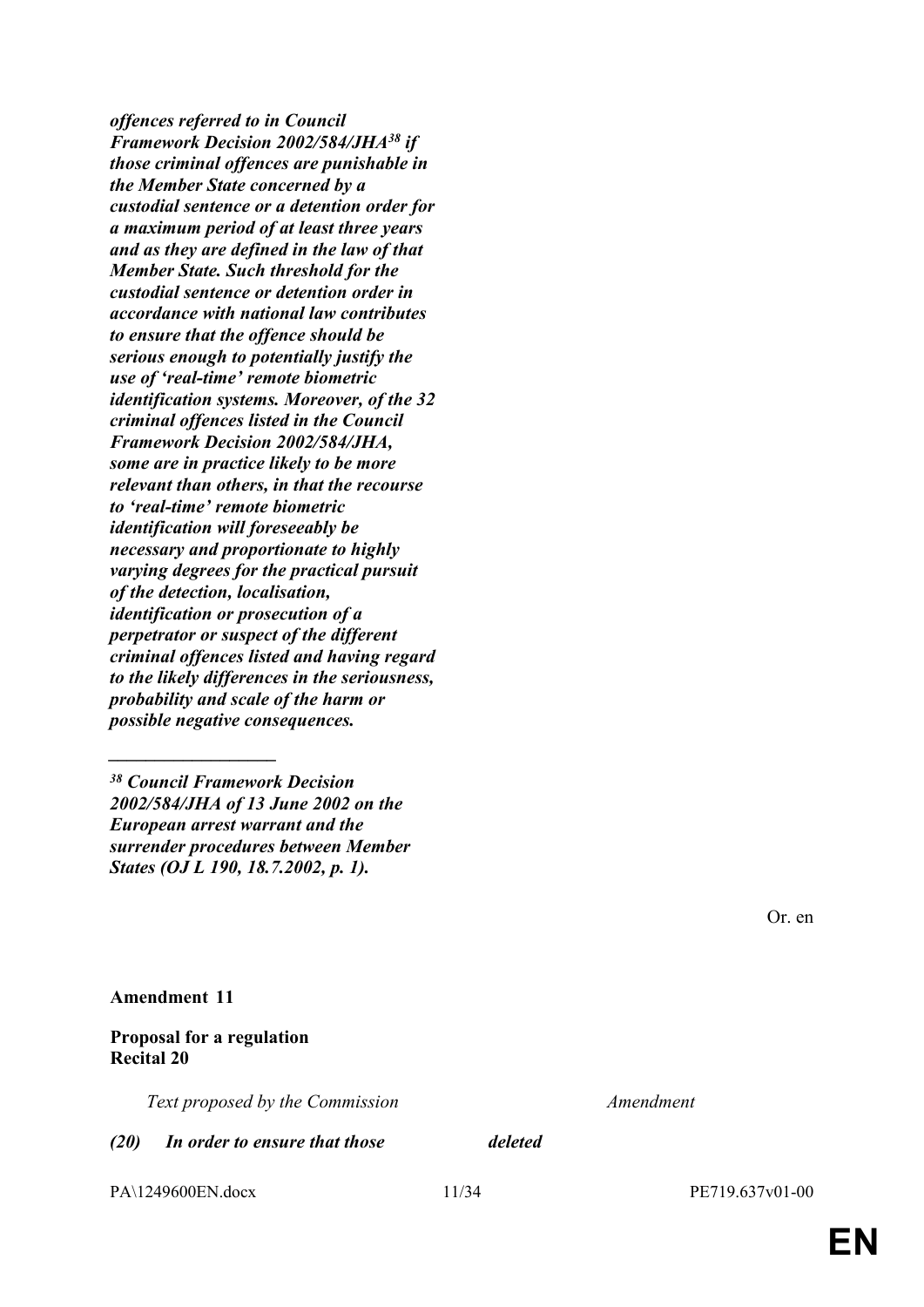***offences referred to in Council Framework Decision 2002/584/JHA[38] if those criminal offences are punishable in the Member State concerned by a custodial sentence or a detention order for a maximum period of at least three years and as they are defined in the law of that Member State. Such threshold for the custodial sentence or detention order in accordance with national law contributes to ensure that the offence should be serious enough to potentially justify the use of 'real-time' remote biometric identification systems. Moreover, of the 32 criminal offences listed in the Council Framework Decision 2002/584/JHA, some are in practice likely to be more relevant than others, in that the recourse to 'real-time' remote biometric identification will foreseeably be necessary and proportionate to highly varying degrees for the practical pursuit of the detection, localisation, identification or prosecution of a perpetrator or suspect of the different criminal offences listed and having regard to the likely differences in the seriousness, probability and scale of the harm or possible negative consequences.***

___________________

***[38] Council Framework Decision 2002/584/JHA of 13 June 2002 on the European arrest warrant and the surrender procedures between Member States (OJ L 190, 18.7.2002, p. 1).***

Or. en

**Amendment 11**

**Proposal for a regulation**
**Recital 20**

| *Text proposed by the Commission* | *Amendment* |
|---|---|
| ***(20) In order to ensure that those*** | ***deleted*** |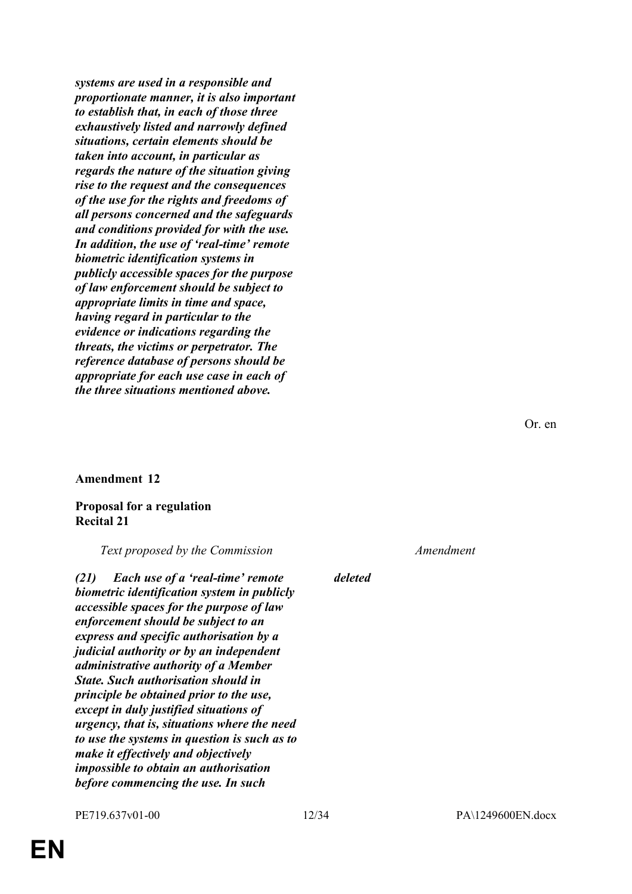*systems are used in a responsible and proportionate manner, it is also important to establish that, in each of those three exhaustively listed and narrowly defined situations, certain elements should be taken into account, in particular as regards the nature of the situation giving rise to the request and the consequences of the use for the rights and freedoms of all persons concerned and the safeguards and conditions provided for with the use. In addition, the use of 'real-time' remote biometric identification systems in publicly accessible spaces for the purpose of law enforcement should be subject to appropriate limits in time and space, having regard in particular to the evidence or indications regarding the threats, the victims or perpetrator. The reference database of persons should be appropriate for each use case in each of the three situations mentioned above.*

Or. en

**Amendment 12**

**Proposal for a regulation**
**Recital 21**

| *Text proposed by the Commission* | *Amendment* |
| --- | --- |
| ***(21) Each use of a 'real-time' remote biometric identification system in publicly accessible spaces for the purpose of law enforcement should be subject to an express and specific authorisation by a judicial authority or by an independent administrative authority of a Member State. Such authorisation should in principle be obtained prior to the use, except in duly justified situations of urgency, that is, situations where the need to use the systems in question is such as to make it effectively and objectively impossible to obtain an authorisation before commencing the use. In such*** | ***deleted*** |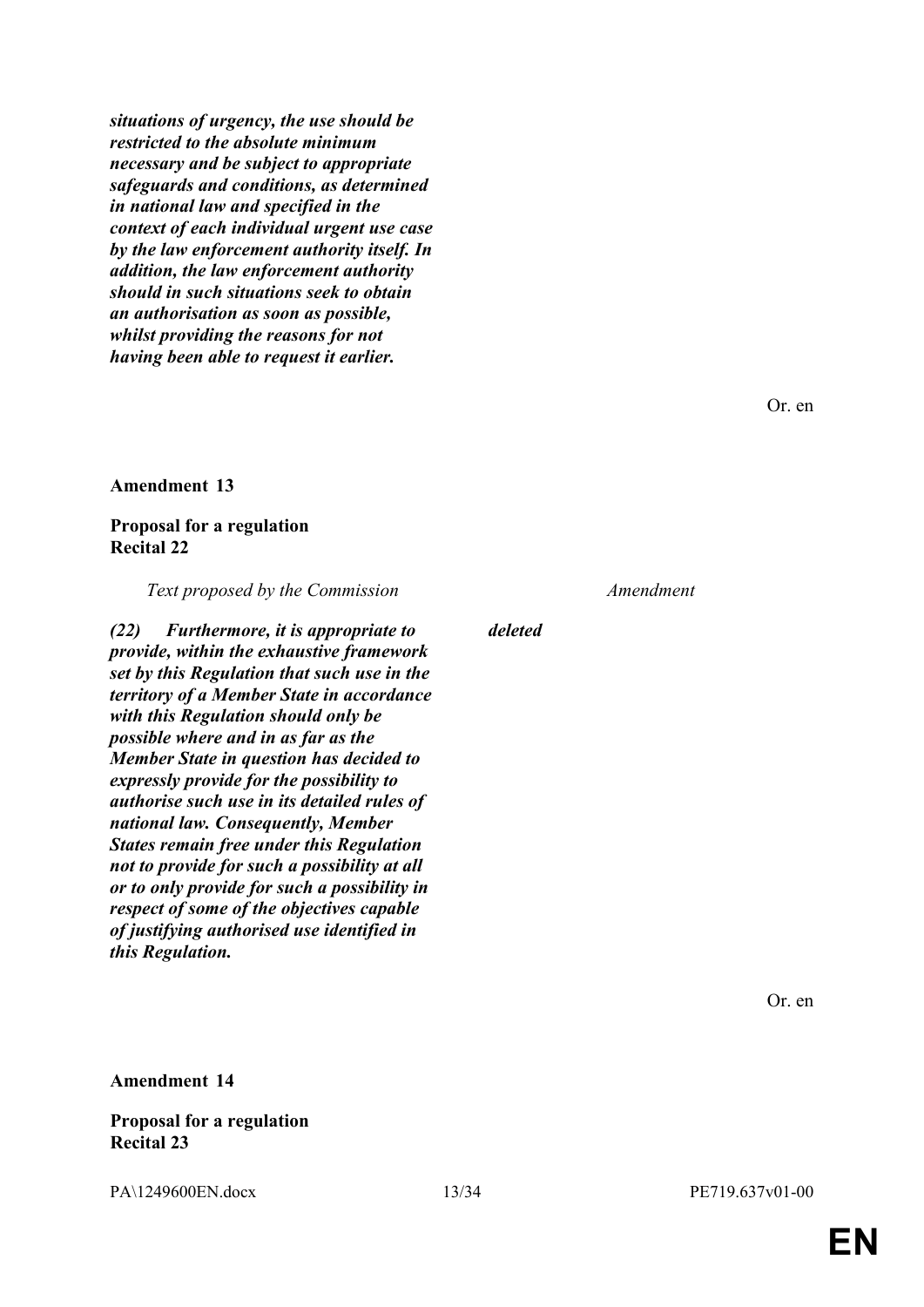| | |
|---|---|
| ***situations of urgency, the use should be restricted to the absolute minimum necessary and be subject to appropriate safeguards and conditions, as determined in national law and specified in the context of each individual urgent use case by the law enforcement authority itself. In addition, the law enforcement authority should in such situations seek to obtain an authorisation as soon as possible, whilst providing the reasons for not having been able to request it earlier.*** | |

Or. en

**Amendment 13**

**Proposal for a regulation**
**Recital 22**

| *Text proposed by the Commission* | *Amendment* |
|---|---|
| ***(22) Furthermore, it is appropriate to provide, within the exhaustive framework set by this Regulation that such use in the territory of a Member State in accordance with this Regulation should only be possible where and in as far as the Member State in question has decided to expressly provide for the possibility to authorise such use in its detailed rules of national law. Consequently, Member States remain free under this Regulation not to provide for such a possibility at all or to only provide for such a possibility in respect of some of the objectives capable of justifying authorised use identified in this Regulation.*** | ***deleted*** |

Or. en

**Amendment 14**

**Proposal for a regulation**
**Recital 23**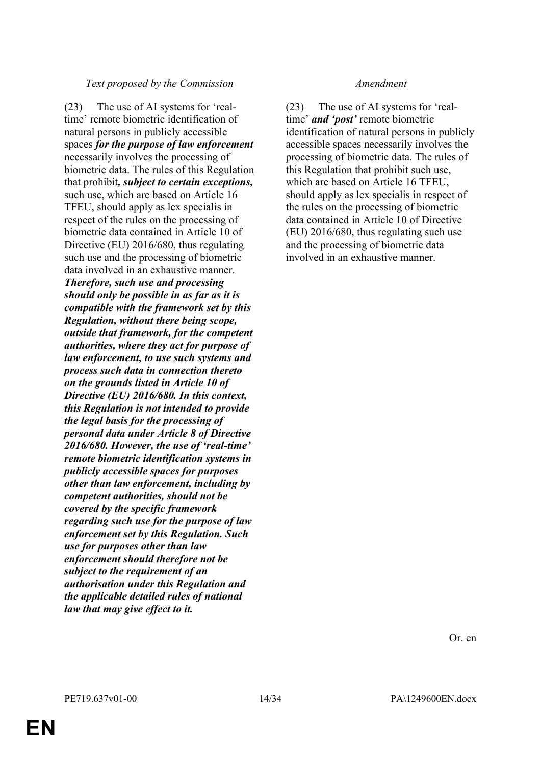| *Text proposed by the Commission* | *Amendment* |
|---|---|
| (23) The use of AI systems for 'real-time' remote biometric identification of natural persons in publicly accessible spaces ***for the purpose of law enforcement*** necessarily involves the processing of biometric data. The rules of this Regulation that prohibit***, subject to certain exceptions,*** such use, which are based on Article 16 TFEU, should apply as lex specialis in respect of the rules on the processing of biometric data contained in Article 10 of Directive (EU) 2016/680, thus regulating such use and the processing of biometric data involved in an exhaustive manner. ***Therefore, such use and processing should only be possible in as far as it is compatible with the framework set by this Regulation, without there being scope, outside that framework, for the competent authorities, where they act for purpose of law enforcement, to use such systems and process such data in connection thereto on the grounds listed in Article 10 of Directive (EU) 2016/680. In this context, this Regulation is not intended to provide the legal basis for the processing of personal data under Article 8 of Directive 2016/680. However, the use of 'real-time' remote biometric identification systems in publicly accessible spaces for purposes other than law enforcement, including by competent authorities, should not be covered by the specific framework regarding such use for the purpose of law enforcement set by this Regulation. Such use for purposes other than law enforcement should therefore not be subject to the requirement of an authorisation under this Regulation and the applicable detailed rules of national law that may give effect to it.*** | (23) The use of AI systems for 'real-time' ***and 'post'*** remote biometric identification of natural persons in publicly accessible spaces necessarily involves the processing of biometric data. The rules of this Regulation that prohibit such use, which are based on Article 16 TFEU, should apply as lex specialis in respect of the rules on the processing of biometric data contained in Article 10 of Directive (EU) 2016/680, thus regulating such use and the processing of biometric data involved in an exhaustive manner. |

Or. en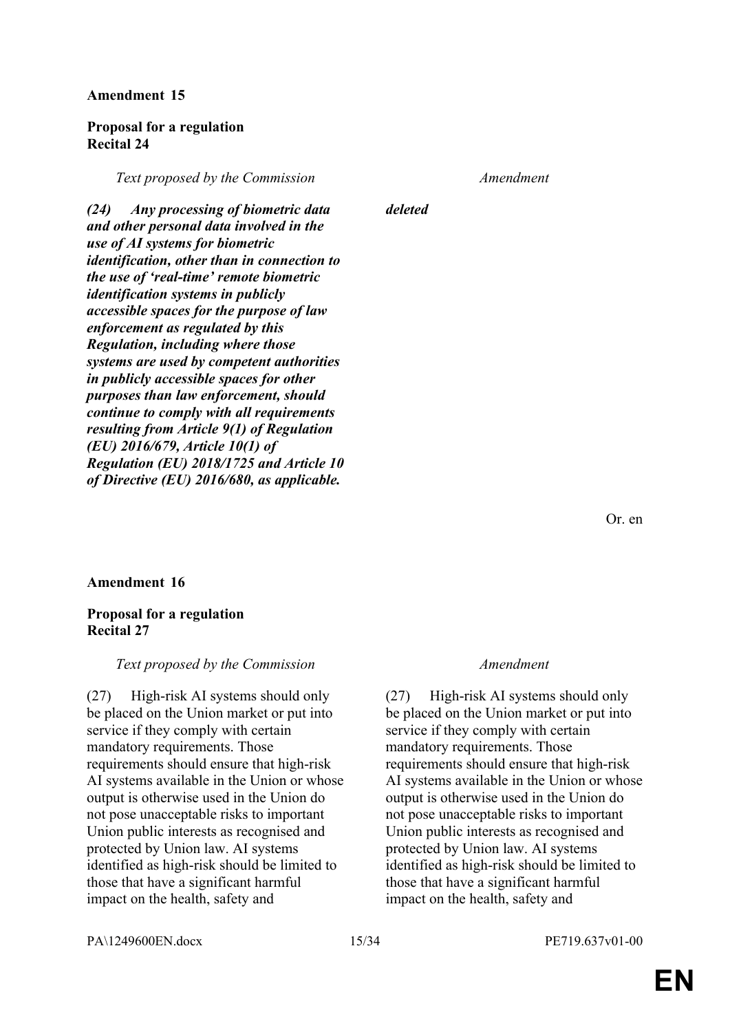**Amendment 15**

**Proposal for a regulation**
**Recital 24**

| *Text proposed by the Commission* | *Amendment* |
|---|---|
| ***(24) Any processing of biometric data and other personal data involved in the use of AI systems for biometric identification, other than in connection to the use of 'real-time' remote biometric identification systems in publicly accessible spaces for the purpose of law enforcement as regulated by this Regulation, including where those systems are used by competent authorities in publicly accessible spaces for other purposes than law enforcement, should continue to comply with all requirements resulting from Article 9(1) of Regulation (EU) 2016/679, Article 10(1) of Regulation (EU) 2018/1725 and Article 10 of Directive (EU) 2016/680, as applicable.*** | ***deleted*** |

Or. en

**Amendment 16**

**Proposal for a regulation**
**Recital 27**

| *Text proposed by the Commission* | *Amendment* |
|---|---|
| (27) High-risk AI systems should only be placed on the Union market or put into service if they comply with certain mandatory requirements. Those requirements should ensure that high-risk AI systems available in the Union or whose output is otherwise used in the Union do not pose unacceptable risks to important Union public interests as recognised and protected by Union law. AI systems identified as high-risk should be limited to those that have a significant harmful impact on the health, safety and | (27) High-risk AI systems should only be placed on the Union market or put into service if they comply with certain mandatory requirements. Those requirements should ensure that high-risk AI systems available in the Union or whose output is otherwise used in the Union do not pose unacceptable risks to important Union public interests as recognised and protected by Union law. AI systems identified as high-risk should be limited to those that have a significant harmful impact on the health, safety and |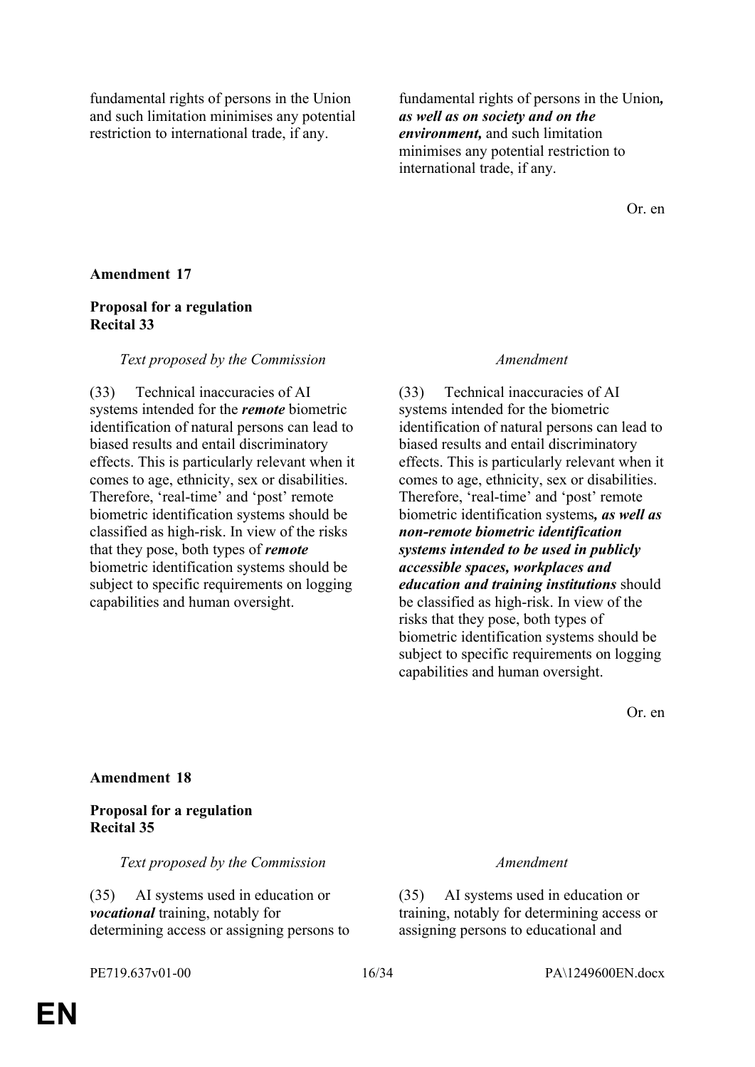| | |
|---|---|
| fundamental rights of persons in the Union and such limitation minimises any potential restriction to international trade, if any. | fundamental rights of persons in the Union***, as well as on society and on the environment,*** and such limitation minimises any potential restriction to international trade, if any. |

Or. en

**Amendment 17**

**Proposal for a regulation**
**Recital 33**

| *Text proposed by the Commission* | *Amendment* |
|---|---|
| (33) Technical inaccuracies of AI systems intended for the ***remote*** biometric identification of natural persons can lead to biased results and entail discriminatory effects. This is particularly relevant when it comes to age, ethnicity, sex or disabilities. Therefore, 'real-time' and 'post' remote biometric identification systems should be classified as high-risk. In view of the risks that they pose, both types of ***remote*** biometric identification systems should be subject to specific requirements on logging capabilities and human oversight. | (33) Technical inaccuracies of AI systems intended for the biometric identification of natural persons can lead to biased results and entail discriminatory effects. This is particularly relevant when it comes to age, ethnicity, sex or disabilities. Therefore, 'real-time' and 'post' remote biometric identification systems***, as well as non-remote biometric identification systems intended to be used in publicly accessible spaces, workplaces and education and training institutions*** should be classified as high-risk. In view of the risks that they pose, both types of biometric identification systems should be subject to specific requirements on logging capabilities and human oversight. |

Or. en

**Amendment 18**

**Proposal for a regulation**
**Recital 35**

| *Text proposed by the Commission* | *Amendment* |
|---|---|
| (35) AI systems used in education or ***vocational*** training, notably for determining access or assigning persons to | (35) AI systems used in education or training, notably for determining access or assigning persons to educational and |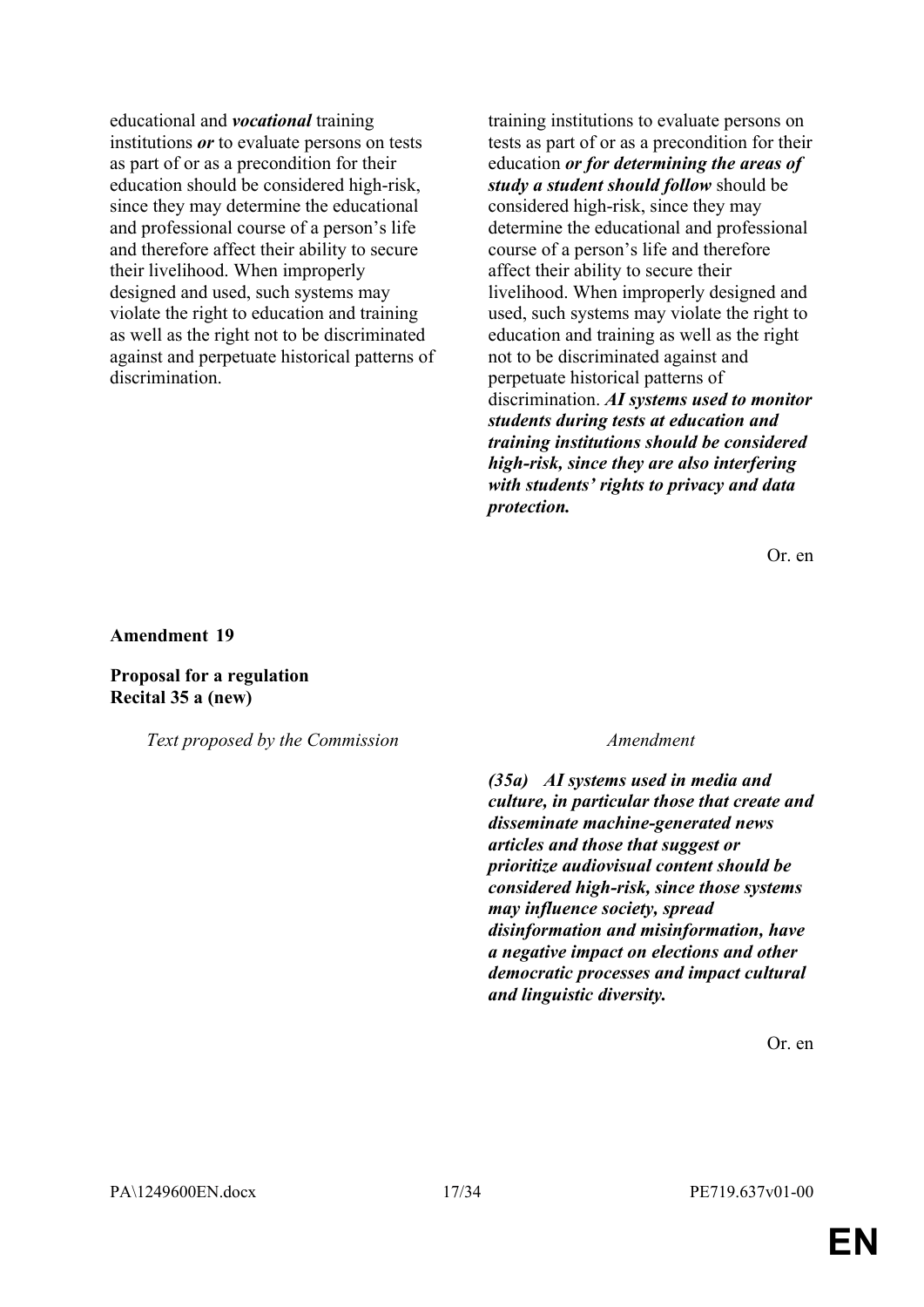| Text proposed by the Commission | Amendment |
|---|---|
| educational and ***vocational*** training institutions ***or*** to evaluate persons on tests as part of or as a precondition for their education should be considered high-risk, since they may determine the educational and professional course of a person's life and therefore affect their ability to secure their livelihood. When improperly designed and used, such systems may violate the right to education and training as well as the right not to be discriminated against and perpetuate historical patterns of discrimination. | training institutions to evaluate persons on tests as part of or as a precondition for their education ***or for determining the areas of study a student should follow*** should be considered high-risk, since they may determine the educational and professional course of a person's life and therefore affect their ability to secure their livelihood. When improperly designed and used, such systems may violate the right to education and training as well as the right not to be discriminated against and perpetuate historical patterns of discrimination. ***AI systems used to monitor students during tests at education and training institutions should be considered high-risk, since they are also interfering with students' rights to privacy and data protection.*** |

Or. en

**Amendment 19**

**Proposal for a regulation**
**Recital 35 a (new)**

| *Text proposed by the Commission* | *Amendment* |
|---|---|
| | ***(35a) AI systems used in media and culture, in particular those that create and disseminate machine-generated news articles and those that suggest or prioritize audiovisual content should be considered high-risk, since those systems may influence society, spread disinformation and misinformation, have a negative impact on elections and other democratic processes and impact cultural and linguistic diversity.*** |

Or. en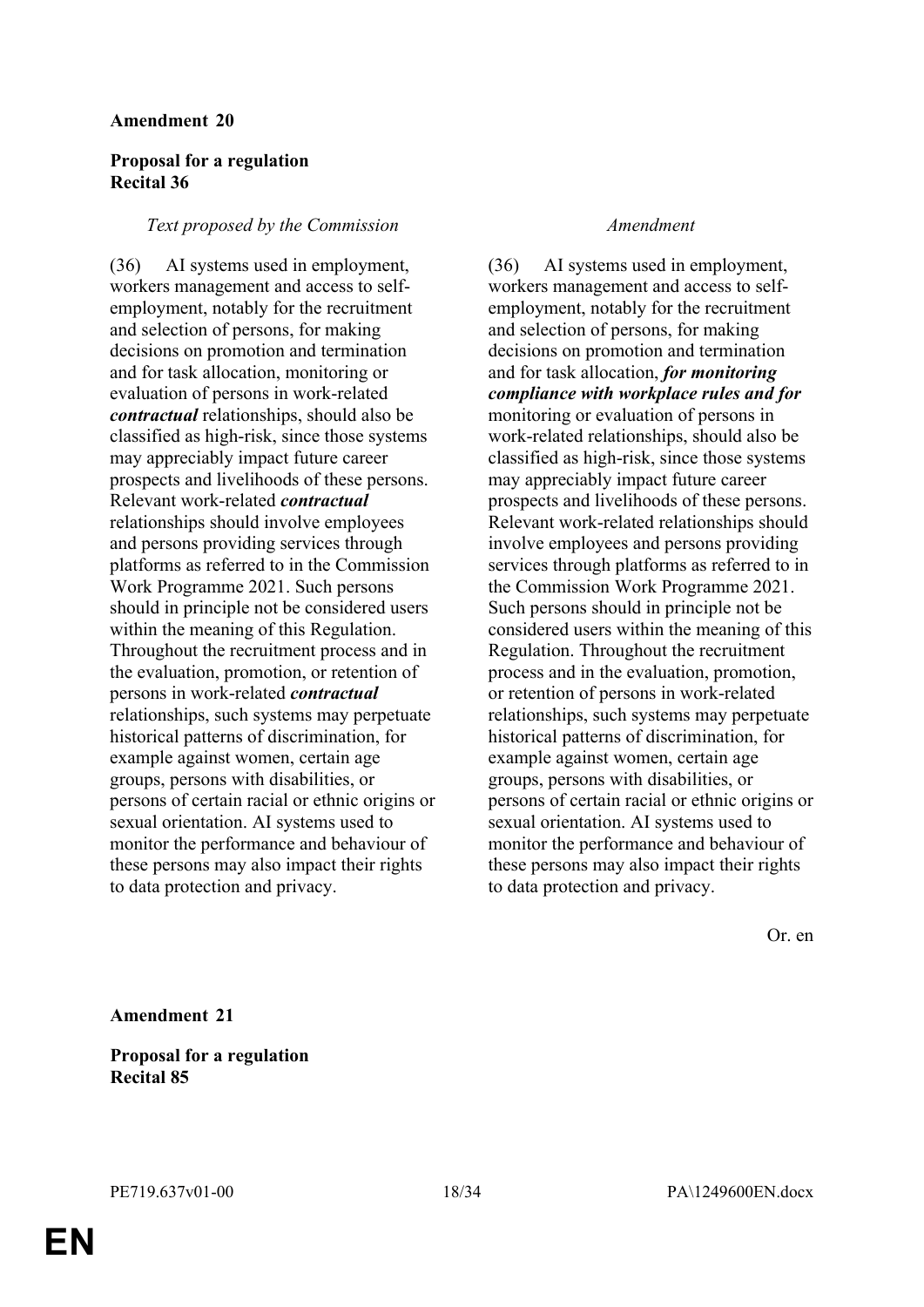**Amendment 20**

**Proposal for a regulation**
**Recital 36**

| *Text proposed by the Commission* | *Amendment* |
|---|---|
| (36) AI systems used in employment, workers management and access to self-employment, notably for the recruitment and selection of persons, for making decisions on promotion and termination and for task allocation, monitoring or evaluation of persons in work-related ***contractual*** relationships, should also be classified as high-risk, since those systems may appreciably impact future career prospects and livelihoods of these persons. Relevant work-related ***contractual*** relationships should involve employees and persons providing services through platforms as referred to in the Commission Work Programme 2021. Such persons should in principle not be considered users within the meaning of this Regulation. Throughout the recruitment process and in the evaluation, promotion, or retention of persons in work-related ***contractual*** relationships, such systems may perpetuate historical patterns of discrimination, for example against women, certain age groups, persons with disabilities, or persons of certain racial or ethnic origins or sexual orientation. AI systems used to monitor the performance and behaviour of these persons may also impact their rights to data protection and privacy. | (36) AI systems used in employment, workers management and access to self-employment, notably for the recruitment and selection of persons, for making decisions on promotion and termination and for task allocation, ***for monitoring compliance with workplace rules and for*** monitoring or evaluation of persons in work-related relationships, should also be classified as high-risk, since those systems may appreciably impact future career prospects and livelihoods of these persons. Relevant work-related relationships should involve employees and persons providing services through platforms as referred to in the Commission Work Programme 2021. Such persons should in principle not be considered users within the meaning of this Regulation. Throughout the recruitment process and in the evaluation, promotion, or retention of persons in work-related relationships, such systems may perpetuate historical patterns of discrimination, for example against women, certain age groups, persons with disabilities, or persons of certain racial or ethnic origins or sexual orientation. AI systems used to monitor the performance and behaviour of these persons may also impact their rights to data protection and privacy. |

Or. en

**Amendment 21**

**Proposal for a regulation**
**Recital 85**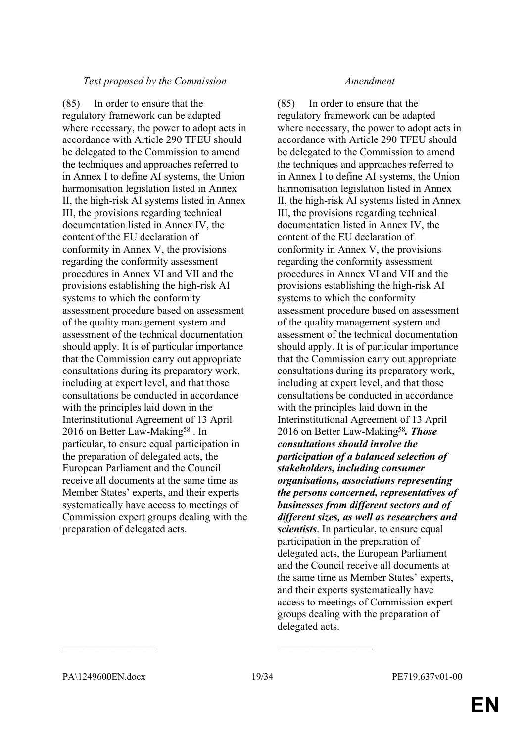| *Text proposed by the Commission* | *Amendment* |
|---|---|
| (85) In order to ensure that the regulatory framework can be adapted where necessary, the power to adopt acts in accordance with Article 290 TFEU should be delegated to the Commission to amend the techniques and approaches referred to in Annex I to define AI systems, the Union harmonisation legislation listed in Annex II, the high-risk AI systems listed in Annex III, the provisions regarding technical documentation listed in Annex IV, the content of the EU declaration of conformity in Annex V, the provisions regarding the conformity assessment procedures in Annex VI and VII and the provisions establishing the high-risk AI systems to which the conformity assessment procedure based on assessment of the quality management system and assessment of the technical documentation should apply. It is of particular importance that the Commission carry out appropriate consultations during its preparatory work, including at expert level, and that those consultations be conducted in accordance with the principles laid down in the Interinstitutional Agreement of 13 April 2016 on Better Law-Making[58] . In particular, to ensure equal participation in the preparation of delegated acts, the European Parliament and the Council receive all documents at the same time as Member States' experts, and their experts systematically have access to meetings of Commission expert groups dealing with the preparation of delegated acts. | (85) In order to ensure that the regulatory framework can be adapted where necessary, the power to adopt acts in accordance with Article 290 TFEU should be delegated to the Commission to amend the techniques and approaches referred to in Annex I to define AI systems, the Union harmonisation legislation listed in Annex II, the high-risk AI systems listed in Annex III, the provisions regarding technical documentation listed in Annex IV, the content of the EU declaration of conformity in Annex V, the provisions regarding the conformity assessment procedures in Annex VI and VII and the provisions establishing the high-risk AI systems to which the conformity assessment procedure based on assessment of the quality management system and assessment of the technical documentation should apply. It is of particular importance that the Commission carry out appropriate consultations during its preparatory work, including at expert level, and that those consultations be conducted in accordance with the principles laid down in the Interinstitutional Agreement of 13 April 2016 on Better Law-Making[58]***. Those consultations should involve the participation of a balanced selection of stakeholders, including consumer organisations, associations representing the persons concerned, representatives of businesses from different sectors and of different sizes, as well as researchers and scientists***. In particular, to ensure equal participation in the preparation of delegated acts, the European Parliament and the Council receive all documents at the same time as Member States' experts, and their experts systematically have access to meetings of Commission expert groups dealing with the preparation of delegated acts. |

__________________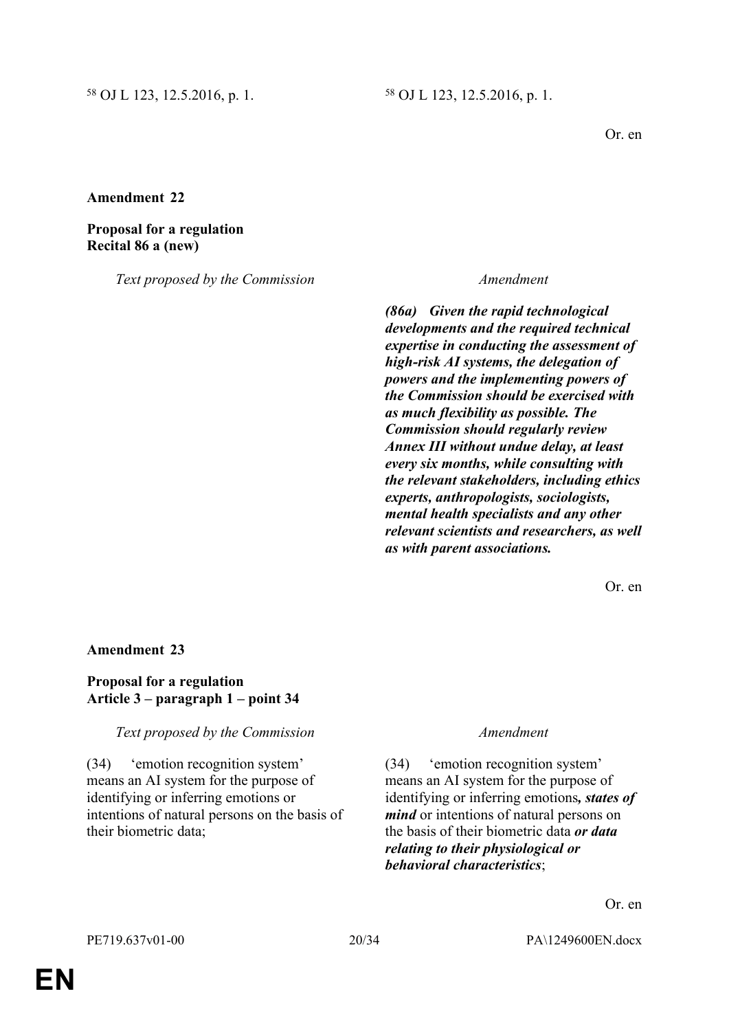[58] OJ L 123, 12.5.2016, p. 1. | [58] OJ L 123, 12.5.2016, p. 1.

Or. en

**Amendment 22**

**Proposal for a regulation**
**Recital 86 a (new)**

| *Text proposed by the Commission* | *Amendment* |
|---|---|
| | ***(86a) Given the rapid technological developments and the required technical expertise in conducting the assessment of high-risk AI systems, the delegation of powers and the implementing powers of the Commission should be exercised with as much flexibility as possible. The Commission should regularly review Annex III without undue delay, at least every six months, while consulting with the relevant stakeholders, including ethics experts, anthropologists, sociologists, mental health specialists and any other relevant scientists and researchers, as well as with parent associations.*** |

Or. en

**Amendment 23**

**Proposal for a regulation**
**Article 3 – paragraph 1 – point 34**

| *Text proposed by the Commission* | *Amendment* |
|---|---|
| (34) 'emotion recognition system' means an AI system for the purpose of identifying or inferring emotions or intentions of natural persons on the basis of their biometric data; | (34) 'emotion recognition system' means an AI system for the purpose of identifying or inferring emotions***, states of mind*** or intentions of natural persons on the basis of their biometric data ***or data relating to their physiological or behavioral characteristics***; |

Or. en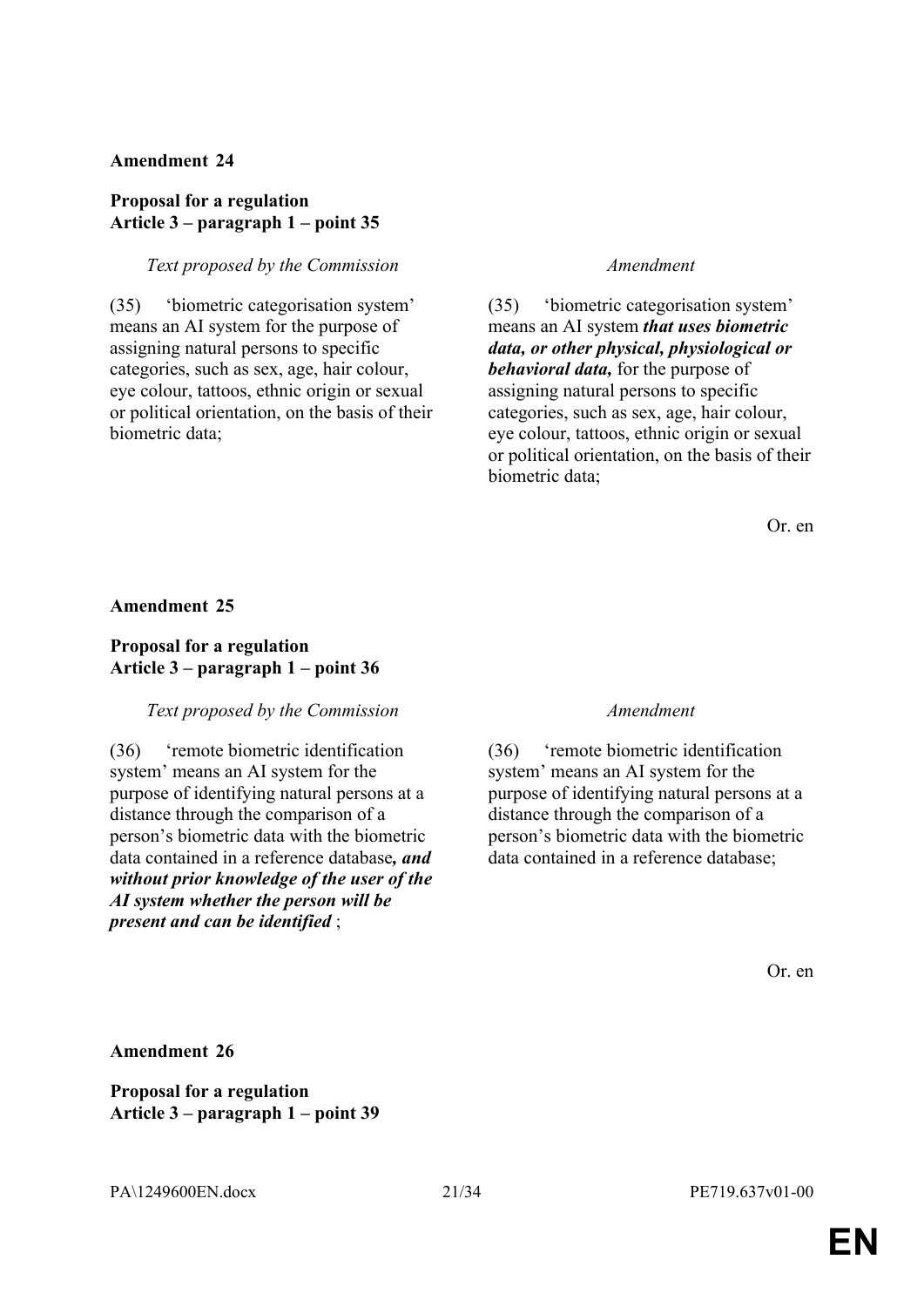**Amendment 24**

**Proposal for a regulation**
**Article 3 – paragraph 1 – point 35**

| *Text proposed by the Commission* | *Amendment* |
|---|---|
| (35) 'biometric categorisation system' means an AI system for the purpose of assigning natural persons to specific categories, such as sex, age, hair colour, eye colour, tattoos, ethnic origin or sexual or political orientation, on the basis of their biometric data; | (35) 'biometric categorisation system' means an AI system ***that uses biometric data, or other physical, physiological or behavioral data,*** for the purpose of assigning natural persons to specific categories, such as sex, age, hair colour, eye colour, tattoos, ethnic origin or sexual or political orientation, on the basis of their biometric data; |

Or. en

**Amendment 25**

**Proposal for a regulation**
**Article 3 – paragraph 1 – point 36**

| *Text proposed by the Commission* | *Amendment* |
|---|---|
| (36) 'remote biometric identification system' means an AI system for the purpose of identifying natural persons at a distance through the comparison of a person's biometric data with the biometric data contained in a reference database***, and without prior knowledge of the user of the AI system whether the person will be present and can be identified*** ; | (36) 'remote biometric identification system' means an AI system for the purpose of identifying natural persons at a distance through the comparison of a person's biometric data with the biometric data contained in a reference database; |

Or. en

**Amendment 26**

**Proposal for a regulation**
**Article 3 – paragraph 1 – point 39**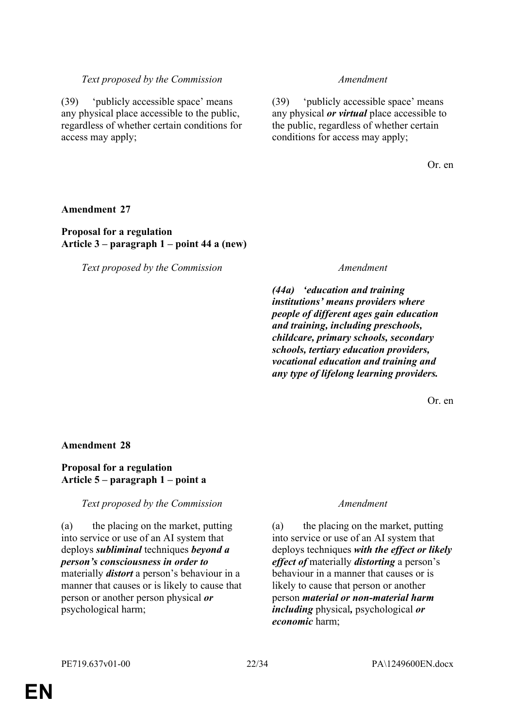| *Text proposed by the Commission* | *Amendment* |
|---|---|
| (39) 'publicly accessible space' means any physical place accessible to the public, regardless of whether certain conditions for access may apply; | (39) 'publicly accessible space' means any physical ***or virtual*** place accessible to the public, regardless of whether certain conditions for access may apply; |

Or. en

**Amendment 27**

**Proposal for a regulation**
**Article 3 – paragraph 1 – point 44 a (new)**

| *Text proposed by the Commission* | *Amendment* |
|---|---|
| | ***(44a) 'education and training institutions' means providers where people of different ages gain education and training, including preschools, childcare, primary schools, secondary schools, tertiary education providers, vocational education and training and any type of lifelong learning providers.*** |

Or. en

**Amendment 28**

**Proposal for a regulation**
**Article 5 – paragraph 1 – point a**

| *Text proposed by the Commission* | *Amendment* |
|---|---|
| (a) the placing on the market, putting into service or use of an AI system that deploys ***subliminal*** techniques ***beyond a person's consciousness in order to*** materially ***distort*** a person's behaviour in a manner that causes or is likely to cause that person or another person physical ***or*** psychological harm; | (a) the placing on the market, putting into service or use of an AI system that deploys techniques ***with the effect or likely effect of*** materially ***distorting*** a person's behaviour in a manner that causes or is likely to cause that person or another person ***material or non-material harm including*** physical***,*** psychological ***or economic*** harm; |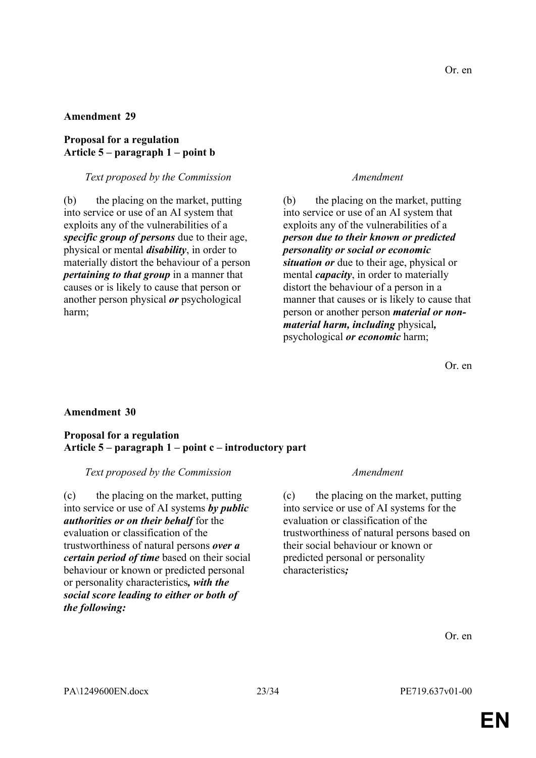Or. en

**Amendment 29**

**Proposal for a regulation**
**Article 5 – paragraph 1 – point b**

| *Text proposed by the Commission* | *Amendment* |
|---|---|
| (b) the placing on the market, putting into service or use of an AI system that exploits any of the vulnerabilities of a ***specific group of persons*** due to their age, physical or mental ***disability***, in order to materially distort the behaviour of a person ***pertaining to that group*** in a manner that causes or is likely to cause that person or another person physical ***or*** psychological harm; | (b) the placing on the market, putting into service or use of an AI system that exploits any of the vulnerabilities of a ***person due to their known or predicted personality or social or economic situation or*** due to their age, physical or mental ***capacity***, in order to materially distort the behaviour of a person in a manner that causes or is likely to cause that person or another person ***material or non-material harm, including*** physical***,*** psychological ***or economic*** harm; |

Or. en

**Amendment 30**

**Proposal for a regulation**
**Article 5 – paragraph 1 – point c – introductory part**

| *Text proposed by the Commission* | *Amendment* |
|---|---|
| (c) the placing on the market, putting into service or use of AI systems ***by public authorities or on their behalf*** for the evaluation or classification of the trustworthiness of natural persons ***over a certain period of time*** based on their social behaviour or known or predicted personal or personality characteristics***, with the social score leading to either or both of the following:*** | (c) the placing on the market, putting into service or use of AI systems for the evaluation or classification of the trustworthiness of natural persons based on their social behaviour or known or predicted personal or personality characteristics***;*** |

Or. en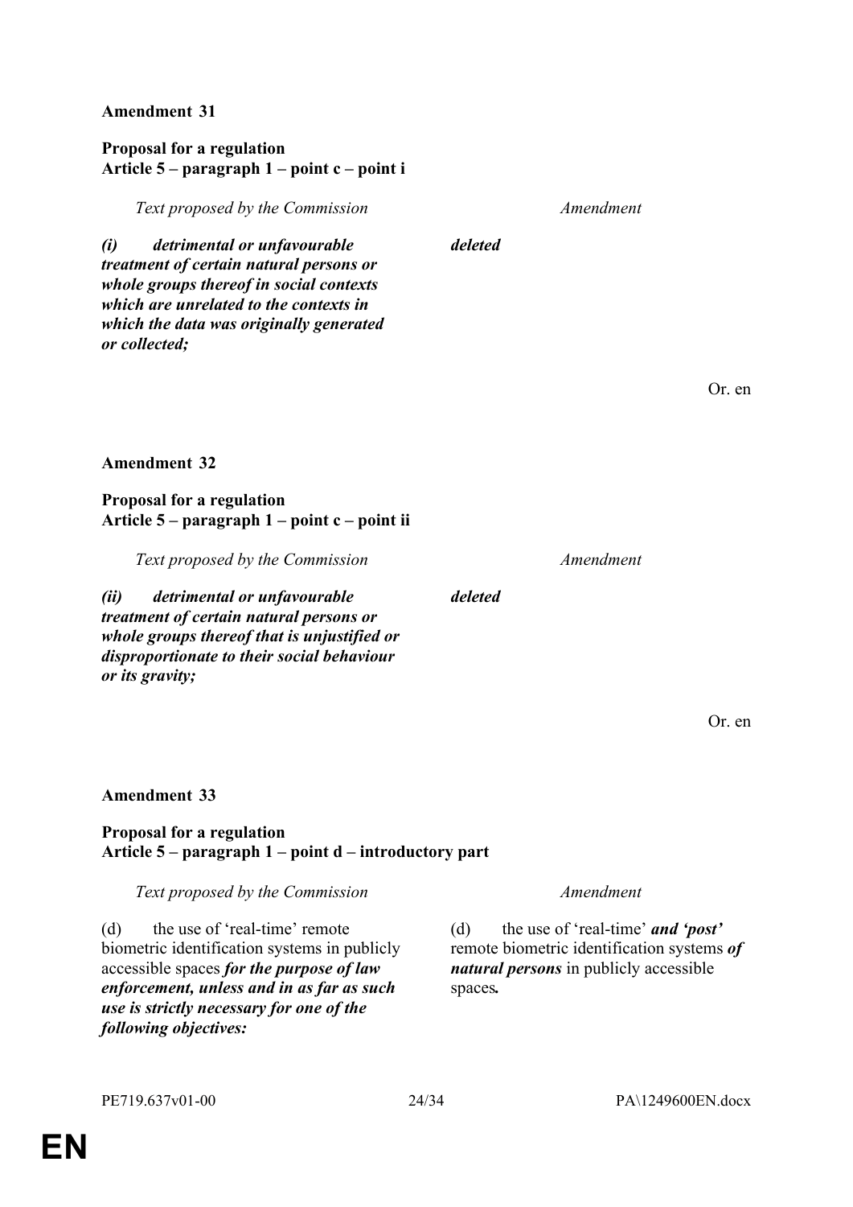**Amendment 31**

**Proposal for a regulation**
**Article 5 – paragraph 1 – point c – point i**

| *Text proposed by the Commission* | *Amendment* |
| --- | --- |
| ***(i) detrimental or unfavourable treatment of certain natural persons or whole groups thereof in social contexts which are unrelated to the contexts in which the data was originally generated or collected;*** | ***deleted*** |

Or. en

**Amendment 32**

**Proposal for a regulation**
**Article 5 – paragraph 1 – point c – point ii**

| *Text proposed by the Commission* | *Amendment* |
| --- | --- |
| ***(ii) detrimental or unfavourable treatment of certain natural persons or whole groups thereof that is unjustified or disproportionate to their social behaviour or its gravity;*** | ***deleted*** |

Or. en

**Amendment 33**

**Proposal for a regulation**
**Article 5 – paragraph 1 – point d – introductory part**

| *Text proposed by the Commission* | *Amendment* |
| --- | --- |
| (d) the use of 'real-time' remote biometric identification systems in publicly accessible spaces ***for the purpose of law enforcement, unless and in as far as such use is strictly necessary for one of the following objectives:*** | (d) the use of 'real-time' ***and 'post'*** remote biometric identification systems ***of natural persons*** in publicly accessible spaces***.*** |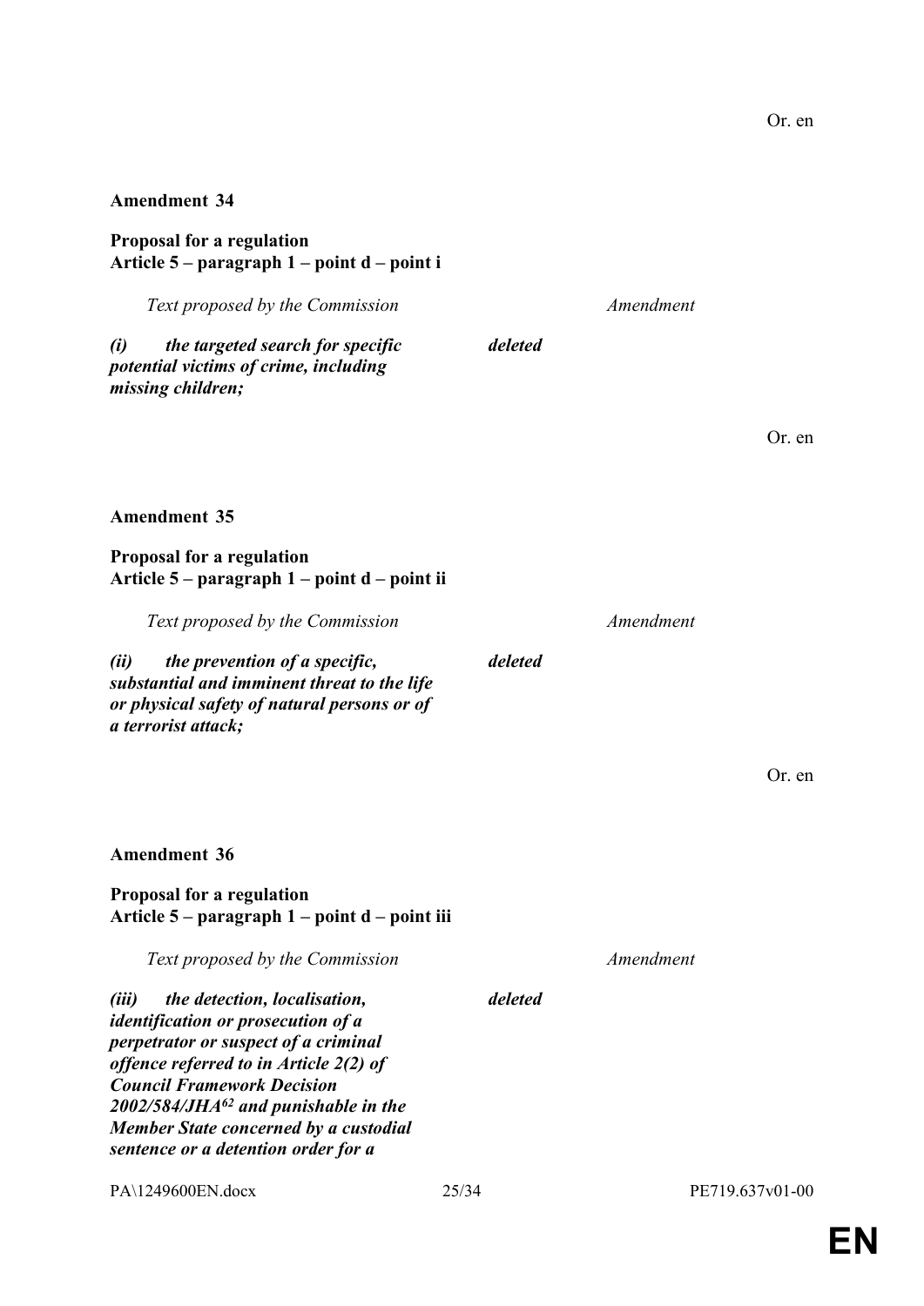Or. en

**Amendment 34**

**Proposal for a regulation**
**Article 5 – paragraph 1 – point d – point i**

| *Text proposed by the Commission* | *Amendment* |
| --- | --- |
| ***(i) the targeted search for specific potential victims of crime, including missing children;*** | ***deleted*** |

Or. en

**Amendment 35**

**Proposal for a regulation**
**Article 5 – paragraph 1 – point d – point ii**

| *Text proposed by the Commission* | *Amendment* |
| --- | --- |
| ***(ii) the prevention of a specific, substantial and imminent threat to the life or physical safety of natural persons or of a terrorist attack;*** | ***deleted*** |

Or. en

**Amendment 36**

**Proposal for a regulation**
**Article 5 – paragraph 1 – point d – point iii**

| *Text proposed by the Commission* | *Amendment* |
| --- | --- |
| ***(iii) the detection, localisation, identification or prosecution of a perpetrator or suspect of a criminal offence referred to in Article 2(2) of Council Framework Decision 2002/584/JHA[62] and punishable in the Member State concerned by a custodial sentence or a detention order for a*** | ***deleted*** |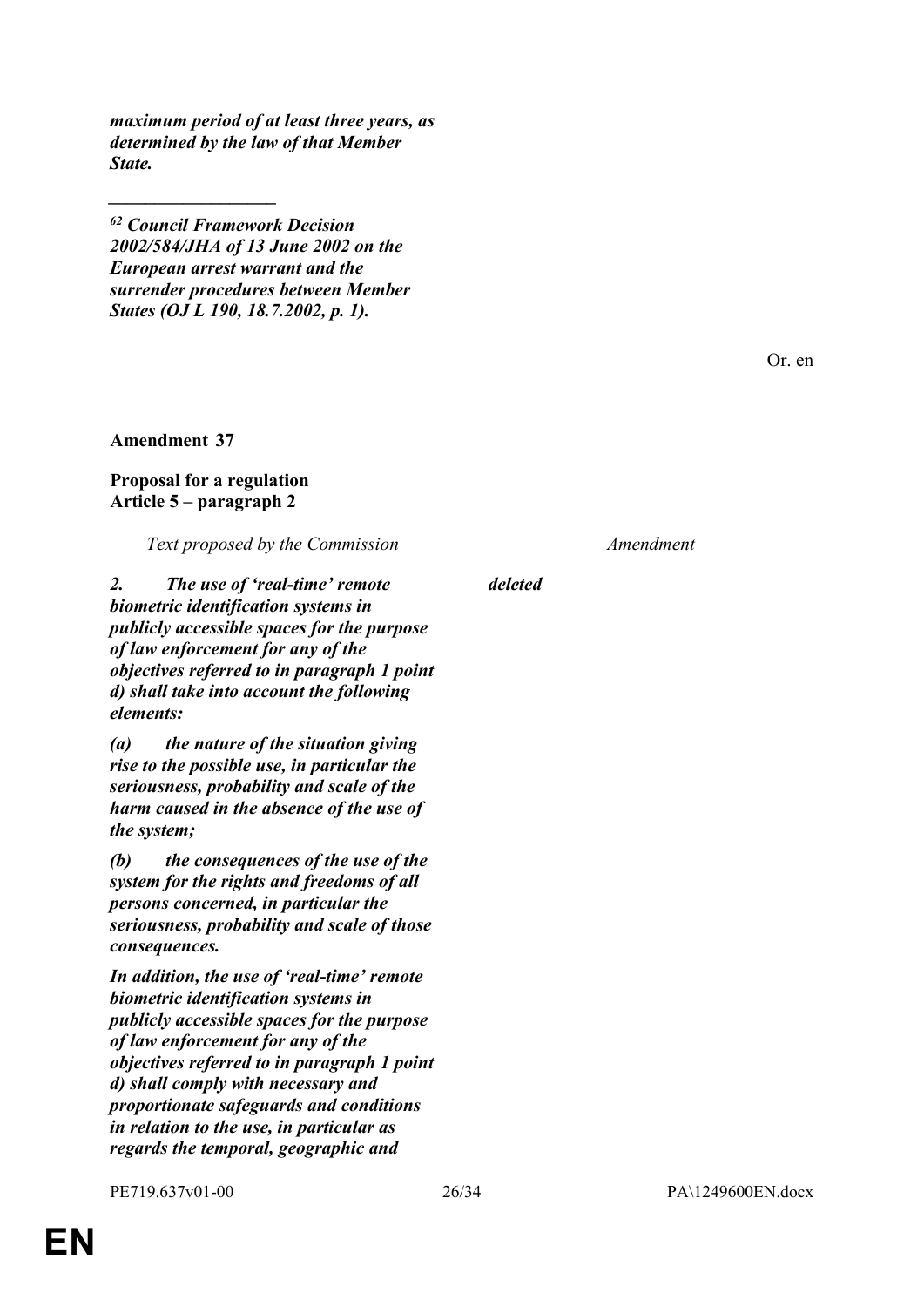***maximum period of at least three years, as determined by the law of that Member State.***

__________________

***[62] Council Framework Decision 2002/584/JHA of 13 June 2002 on the European arrest warrant and the surrender procedures between Member States (OJ L 190, 18.7.2002, p. 1).***

Or. en

**Amendment 37**

**Proposal for a regulation**
**Article 5 – paragraph 2**

| *Text proposed by the Commission* | *Amendment* |
| --- | --- |
| ***2. The use of 'real-time' remote biometric identification systems in publicly accessible spaces for the purpose of law enforcement for any of the objectives referred to in paragraph 1 point d) shall take into account the following elements:*** | ***deleted*** |
| ***(a) the nature of the situation giving rise to the possible use, in particular the seriousness, probability and scale of the harm caused in the absence of the use of the system;*** | |
| ***(b) the consequences of the use of the system for the rights and freedoms of all persons concerned, in particular the seriousness, probability and scale of those consequences.*** | |
| ***In addition, the use of 'real-time' remote biometric identification systems in publicly accessible spaces for the purpose of law enforcement for any of the objectives referred to in paragraph 1 point d) shall comply with necessary and proportionate safeguards and conditions in relation to the use, in particular as regards the temporal, geographic and*** | |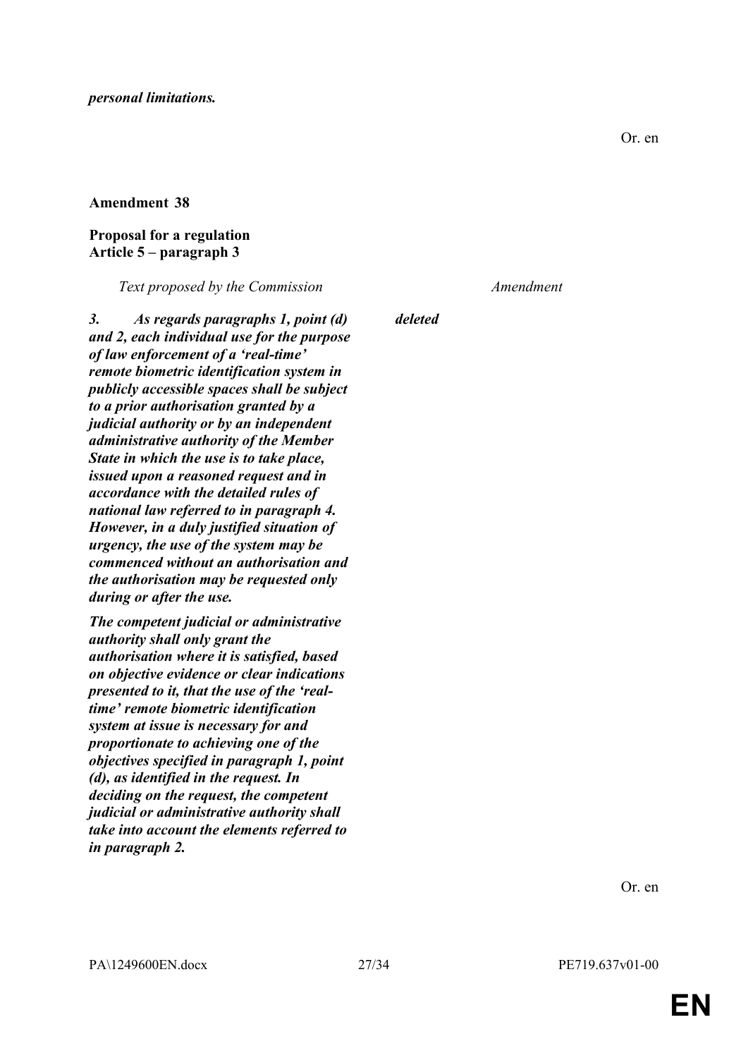*personal limitations.*

Or. en

**Amendment 38**

**Proposal for a regulation**
**Article 5 – paragraph 3**

| *Text proposed by the Commission* | *Amendment* |
|---|---|
| ***3. As regards paragraphs 1, point (d) and 2, each individual use for the purpose of law enforcement of a 'real-time' remote biometric identification system in publicly accessible spaces shall be subject to a prior authorisation granted by a judicial authority or by an independent administrative authority of the Member State in which the use is to take place, issued upon a reasoned request and in accordance with the detailed rules of national law referred to in paragraph 4. However, in a duly justified situation of urgency, the use of the system may be commenced without an authorisation and the authorisation may be requested only during or after the use.*** | ***deleted*** |
| ***The competent judicial or administrative authority shall only grant the authorisation where it is satisfied, based on objective evidence or clear indications presented to it, that the use of the 'real-time' remote biometric identification system at issue is necessary for and proportionate to achieving one of the objectives specified in paragraph 1, point (d), as identified in the request. In deciding on the request, the competent judicial or administrative authority shall take into account the elements referred to in paragraph 2.*** | |

Or. en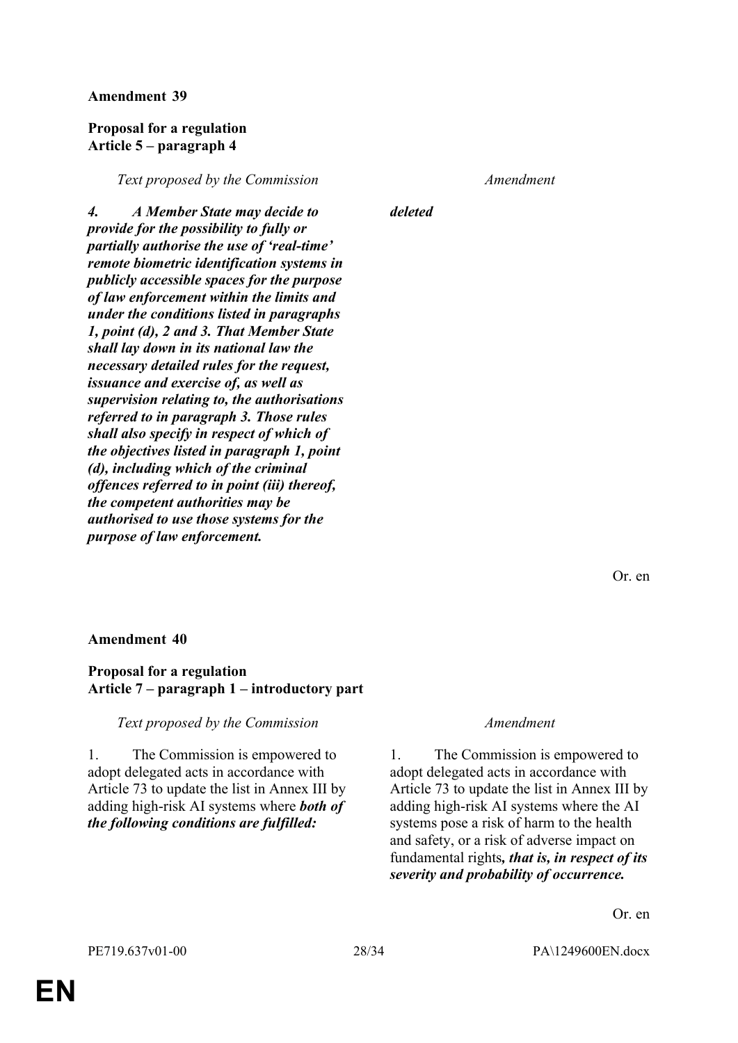**Amendment 39**

**Proposal for a regulation**
**Article 5 – paragraph 4**

| *Text proposed by the Commission* | *Amendment* |
|---|---|
| ***4. A Member State may decide to provide for the possibility to fully or partially authorise the use of 'real-time' remote biometric identification systems in publicly accessible spaces for the purpose of law enforcement within the limits and under the conditions listed in paragraphs 1, point (d), 2 and 3. That Member State shall lay down in its national law the necessary detailed rules for the request, issuance and exercise of, as well as supervision relating to, the authorisations referred to in paragraph 3. Those rules shall also specify in respect of which of the objectives listed in paragraph 1, point (d), including which of the criminal offences referred to in point (iii) thereof, the competent authorities may be authorised to use those systems for the purpose of law enforcement.*** | ***deleted*** |

Or. en

**Amendment 40**

**Proposal for a regulation**
**Article 7 – paragraph 1 – introductory part**

| *Text proposed by the Commission* | *Amendment* |
|---|---|
| 1. The Commission is empowered to adopt delegated acts in accordance with Article 73 to update the list in Annex III by adding high-risk AI systems where ***both of the following conditions are fulfilled:*** | 1. The Commission is empowered to adopt delegated acts in accordance with Article 73 to update the list in Annex III by adding high-risk AI systems where the AI systems pose a risk of harm to the health and safety, or a risk of adverse impact on fundamental rights***, that is, in respect of its severity and probability of occurrence.*** |

Or. en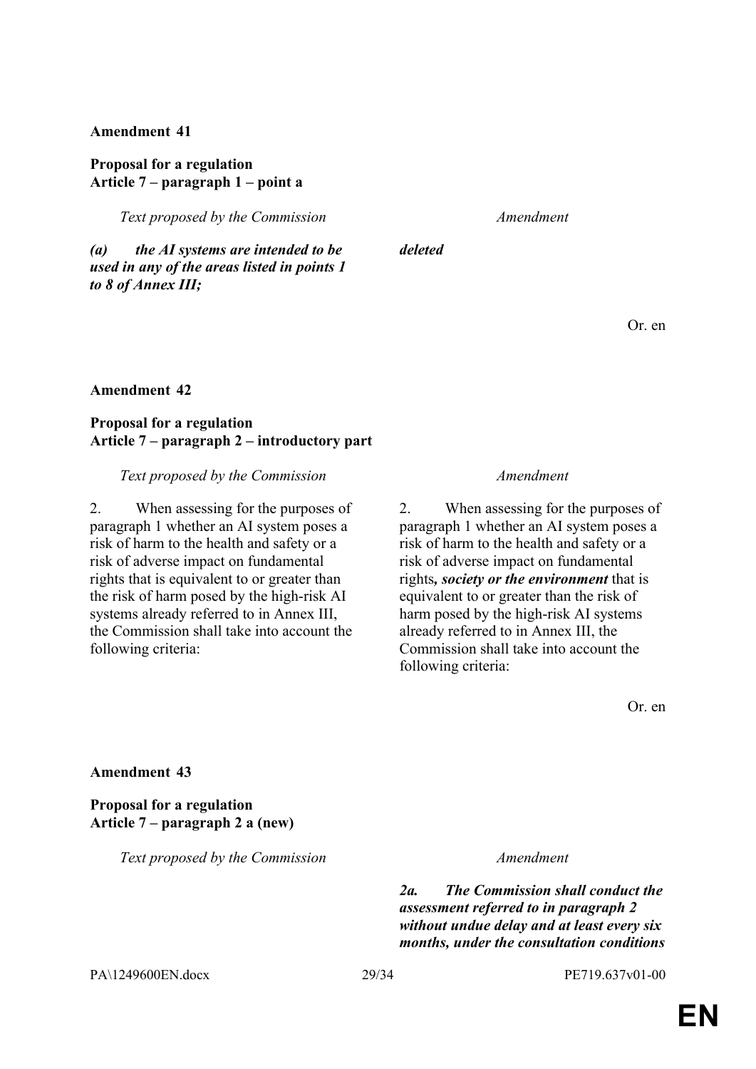**Amendment 41**

**Proposal for a regulation**
**Article 7 – paragraph 1 – point a**

| *Text proposed by the Commission* | *Amendment* |
|---|---|
| ***(a) the AI systems are intended to be used in any of the areas listed in points 1 to 8 of Annex III;*** | ***deleted*** |

Or. en

**Amendment 42**

**Proposal for a regulation**
**Article 7 – paragraph 2 – introductory part**

| *Text proposed by the Commission* | *Amendment* |
|---|---|
| 2. When assessing for the purposes of paragraph 1 whether an AI system poses a risk of harm to the health and safety or a risk of adverse impact on fundamental rights that is equivalent to or greater than the risk of harm posed by the high-risk AI systems already referred to in Annex III, the Commission shall take into account the following criteria: | 2. When assessing for the purposes of paragraph 1 whether an AI system poses a risk of harm to the health and safety or a risk of adverse impact on fundamental rights***, society or the environment*** that is equivalent to or greater than the risk of harm posed by the high-risk AI systems already referred to in Annex III, the Commission shall take into account the following criteria: |

Or. en

**Amendment 43**

**Proposal for a regulation**
**Article 7 – paragraph 2 a (new)**

| *Text proposed by the Commission* | *Amendment* |
|---|---|
| | ***2a. The Commission shall conduct the assessment referred to in paragraph 2 without undue delay and at least every six months, under the consultation conditions*** |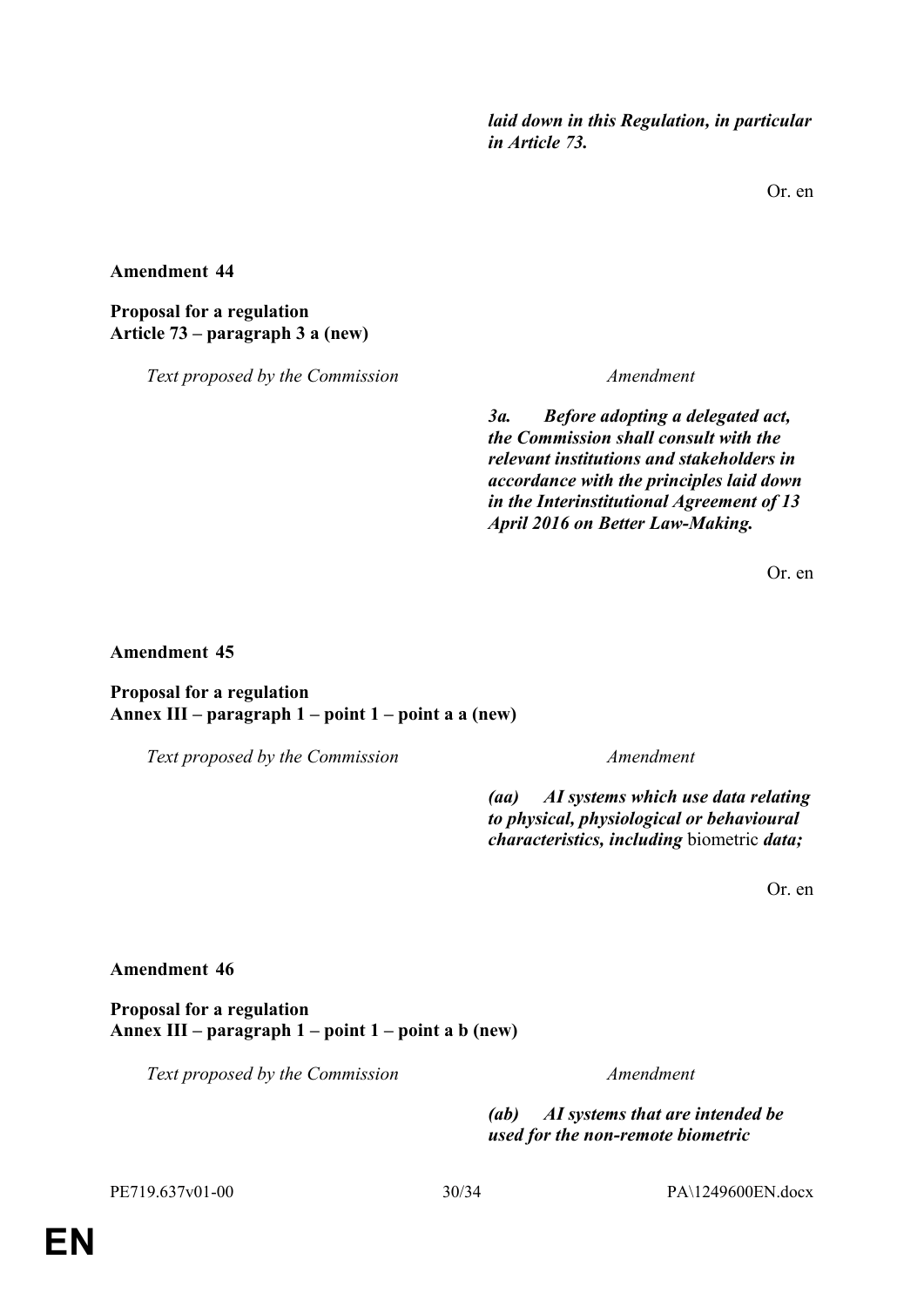| | |
|---|---|
| | ***laid down in this Regulation, in particular in Article 73.*** |

Or. en

**Amendment 44**

**Proposal for a regulation**
**Article 73 – paragraph 3 a (new)**

| *Text proposed by the Commission* | *Amendment* |
|---|---|
| | ***3a. Before adopting a delegated act, the Commission shall consult with the relevant institutions and stakeholders in accordance with the principles laid down in the Interinstitutional Agreement of 13 April 2016 on Better Law-Making.*** |

Or. en

**Amendment 45**

**Proposal for a regulation**
**Annex III – paragraph 1 – point 1 – point a a (new)**

| *Text proposed by the Commission* | *Amendment* |
|---|---|
| | ***(aa) AI systems which use data relating to physical, physiological or behavioural characteristics, including*** biometric ***data;*** |

Or. en

**Amendment 46**

**Proposal for a regulation**
**Annex III – paragraph 1 – point 1 – point a b (new)**

| *Text proposed by the Commission* | *Amendment* |
|---|---|
| | ***(ab) AI systems that are intended be used for the non-remote biometric*** |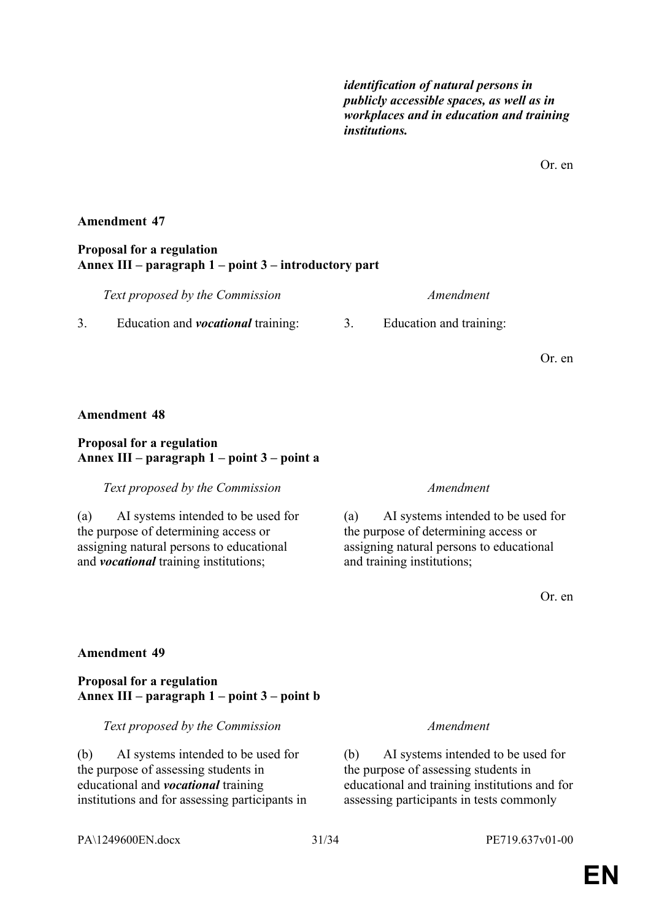| | |
|---|---|
| | ***identification of natural persons in publicly accessible spaces, as well as in workplaces and in education and training institutions.*** |

Or. en

**Amendment 47**

**Proposal for a regulation**
**Annex III – paragraph 1 – point 3 – introductory part**

| *Text proposed by the Commission* | *Amendment* |
|---|---|
| 3. Education and ***vocational*** training: | 3. Education and training: |

Or. en

**Amendment 48**

**Proposal for a regulation**
**Annex III – paragraph 1 – point 3 – point a**

| *Text proposed by the Commission* | *Amendment* |
|---|---|
| (a) AI systems intended to be used for the purpose of determining access or assigning natural persons to educational and ***vocational*** training institutions; | (a) AI systems intended to be used for the purpose of determining access or assigning natural persons to educational and training institutions; |

Or. en

**Amendment 49**

**Proposal for a regulation**
**Annex III – paragraph 1 – point 3 – point b**

| *Text proposed by the Commission* | *Amendment* |
|---|---|
| (b) AI systems intended to be used for the purpose of assessing students in educational and ***vocational*** training institutions and for assessing participants in | (b) AI systems intended to be used for the purpose of assessing students in educational and training institutions and for assessing participants in tests commonly |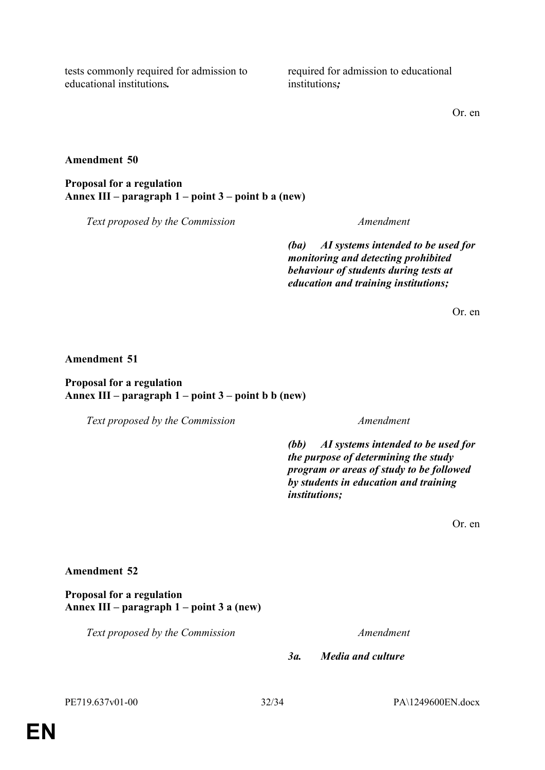| | |
|---|---|
| tests commonly required for admission to educational institutions**.** | required for admission to educational institutions***;*** |

Or. en

**Amendment 50**

**Proposal for a regulation**
**Annex III – paragraph 1 – point 3 – point b a (new)**

| *Text proposed by the Commission* | *Amendment* |
|---|---|
| | ***(ba) AI systems intended to be used for monitoring and detecting prohibited behaviour of students during tests at education and training institutions;*** |

Or. en

**Amendment 51**

**Proposal for a regulation**
**Annex III – paragraph 1 – point 3 – point b b (new)**

| *Text proposed by the Commission* | *Amendment* |
|---|---|
| | ***(bb) AI systems intended to be used for the purpose of determining the study program or areas of study to be followed by students in education and training institutions;*** |

Or. en

**Amendment 52**

**Proposal for a regulation**
**Annex III – paragraph 1 – point 3 a (new)**

| *Text proposed by the Commission* | *Amendment* |
|---|---|
| | ***3a. Media and culture*** |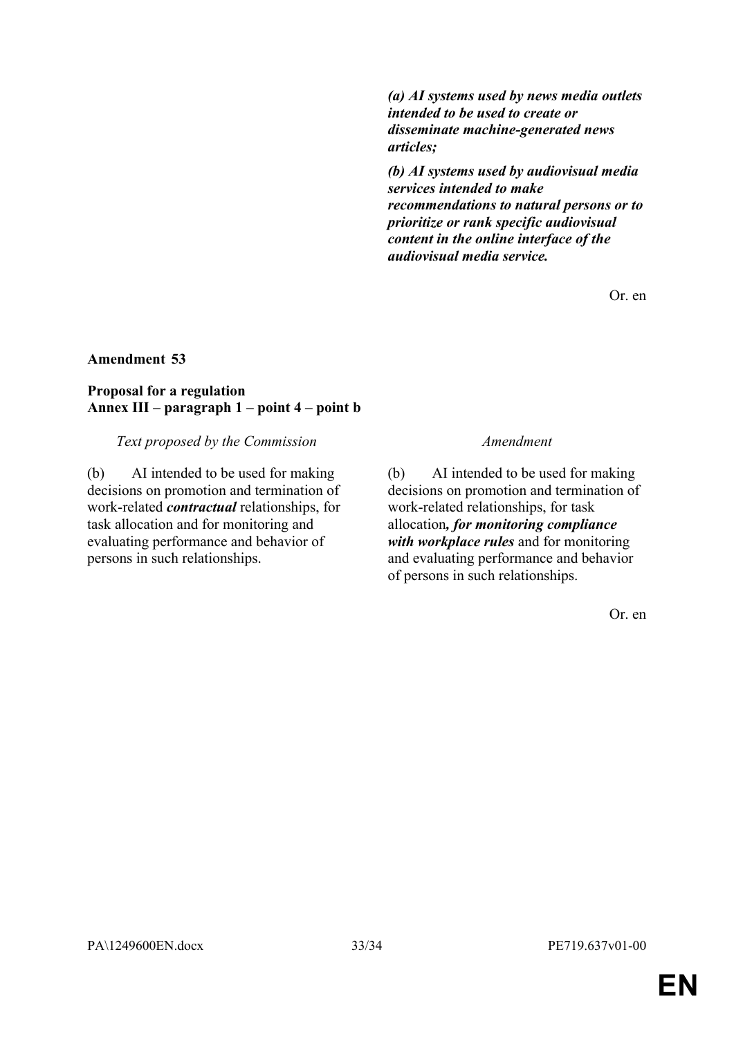| | |
|---|---|
| | ***(a) AI systems used by news media outlets intended to be used to create or disseminate machine-generated news articles;*** |
| | ***(b) AI systems used by audiovisual media services intended to make recommendations to natural persons or to prioritize or rank specific audiovisual content in the online interface of the audiovisual media service.*** |

Or. en

**Amendment 53**

**Proposal for a regulation**
**Annex III – paragraph 1 – point 4 – point b**

| *Text proposed by the Commission* | *Amendment* |
|---|---|
| (b) AI intended to be used for making decisions on promotion and termination of work-related ***contractual*** relationships, for task allocation and for monitoring and evaluating performance and behavior of persons in such relationships. | (b) AI intended to be used for making decisions on promotion and termination of work-related relationships, for task allocation***, for monitoring compliance with workplace rules*** and for monitoring and evaluating performance and behavior of persons in such relationships. |

Or. en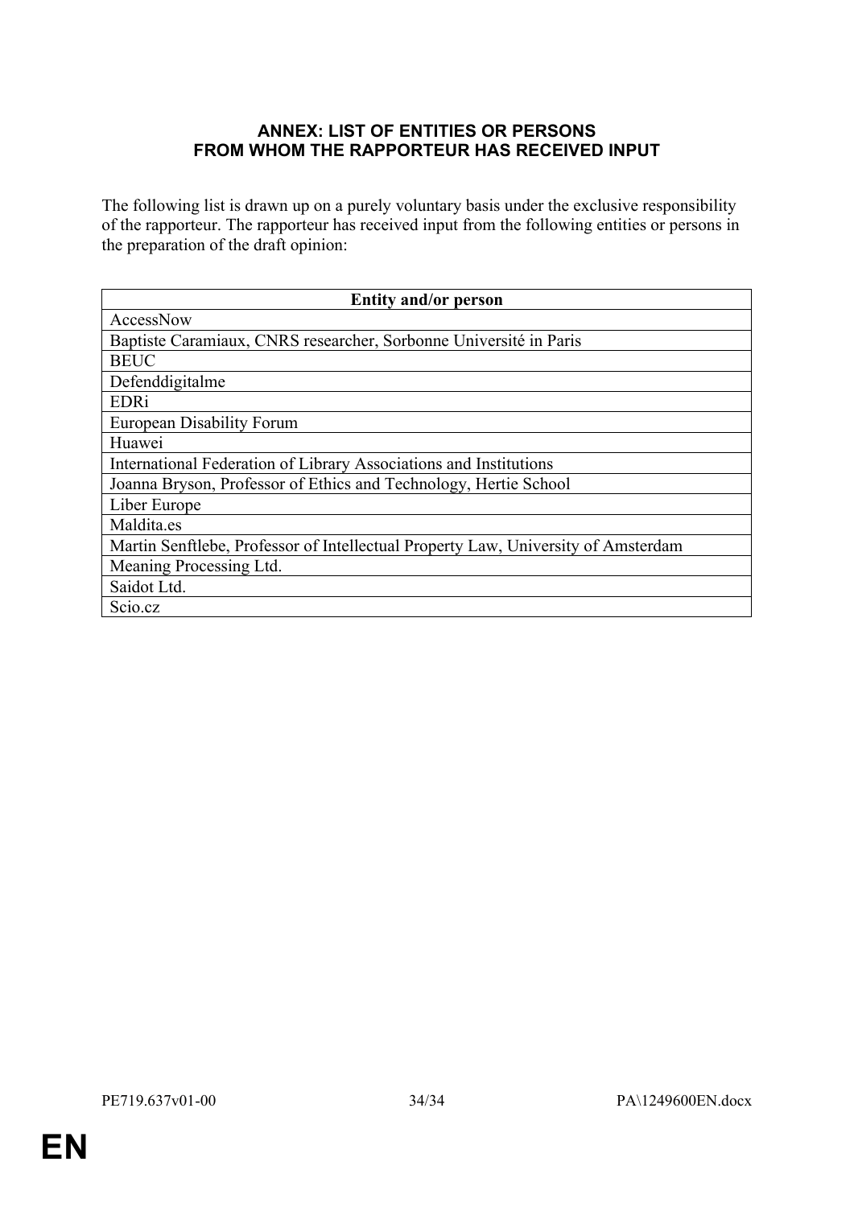## ANNEX: LIST OF ENTITIES OR PERSONS FROM WHOM THE RAPPORTEUR HAS RECEIVED INPUT

The following list is drawn up on a purely voluntary basis under the exclusive responsibility of the rapporteur. The rapporteur has received input from the following entities or persons in the preparation of the draft opinion:

| Entity and/or person |
|---|
| AccessNow |
| Baptiste Caramiaux, CNRS researcher, Sorbonne Université in Paris |
| BEUC |
| Defenddigitalme |
| EDRi |
| European Disability Forum |
| Huawei |
| International Federation of Library Associations and Institutions |
| Joanna Bryson, Professor of Ethics and Technology, Hertie School |
| Liber Europe |
| Maldita.es |
| Martin Senftlebe, Professor of Intellectual Property Law, University of Amsterdam |
| Meaning Processing Ltd. |
| Saidot Ltd. |
| Scio.cz |